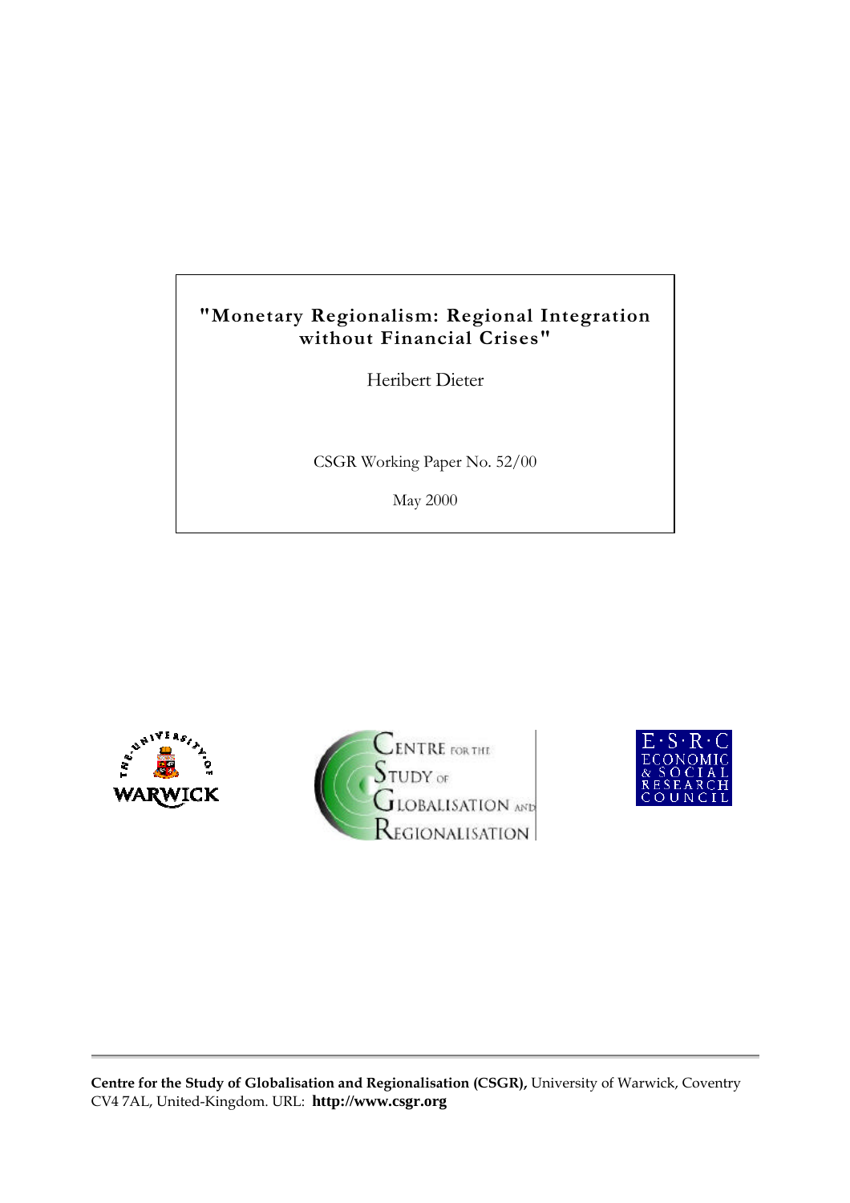# "Monetary Regionalism: Regional Integration without Financial Crises"

Heribert Dieter

CSGR Working Paper No. 52/00

May 2000

**Centre for the Study of Globalisation and Regionalisation (CSGR),** University of Warwick, Coventry CV4 7AL, United-Kingdom. URL: **http://www.csgr.org**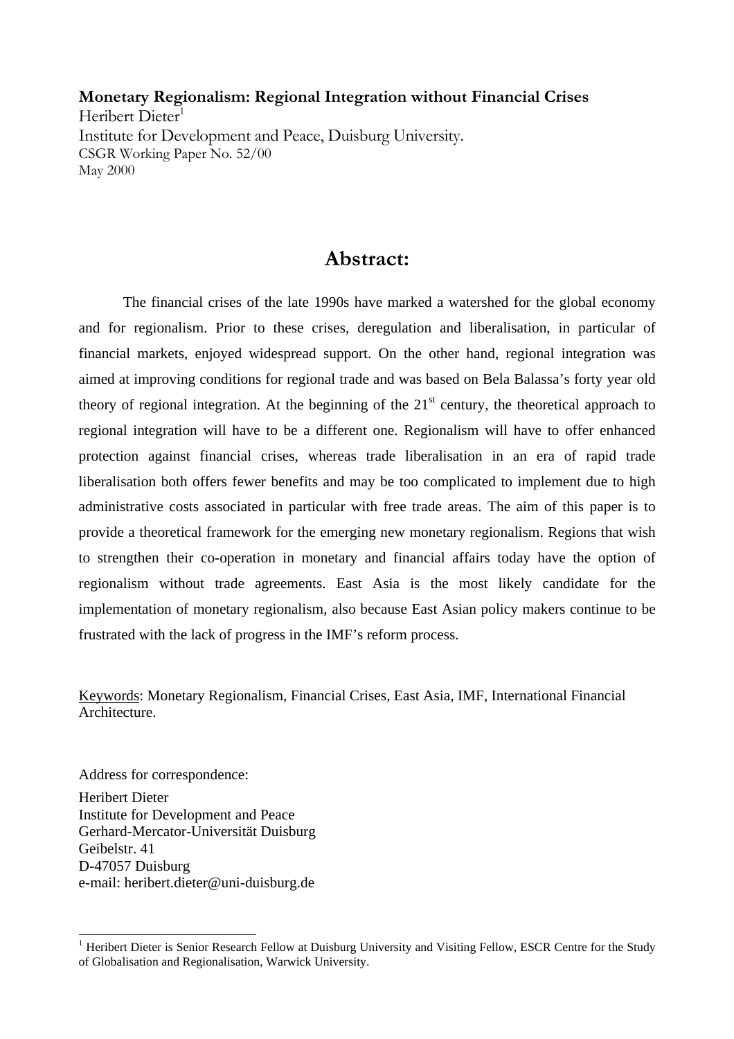**Monetary Regionalism: Regional Integration without Financial Crises**

Heribert Dieter[1]

Institute for Development and Peace, Duisburg University.

CSGR Working Paper No. 52/00

May 2000

## Abstract:

The financial crises of the late 1990s have marked a watershed for the global economy and for regionalism. Prior to these crises, deregulation and liberalisation, in particular of financial markets, enjoyed widespread support. On the other hand, regional integration was aimed at improving conditions for regional trade and was based on Bela Balassa's forty year old theory of regional integration. At the beginning of the 21st century, the theoretical approach to regional integration will have to be a different one. Regionalism will have to offer enhanced protection against financial crises, whereas trade liberalisation in an era of rapid trade liberalisation both offers fewer benefits and may be too complicated to implement due to high administrative costs associated in particular with free trade areas. The aim of this paper is to provide a theoretical framework for the emerging new monetary regionalism. Regions that wish to strengthen their co-operation in monetary and financial affairs today have the option of regionalism without trade agreements. East Asia is the most likely candidate for the implementation of monetary regionalism, also because East Asian policy makers continue to be frustrated with the lack of progress in the IMF's reform process.

Keywords: Monetary Regionalism, Financial Crises, East Asia, IMF, International Financial Architecture.

Address for correspondence:

Heribert Dieter
Institute for Development and Peace
Gerhard-Mercator-Universität Duisburg
Geibelstr. 41
D-47057 Duisburg
e-mail: heribert.dieter@uni-duisburg.de

[1] Heribert Dieter is Senior Research Fellow at Duisburg University and Visiting Fellow, ESCR Centre for the Study of Globalisation and Regionalisation, Warwick University.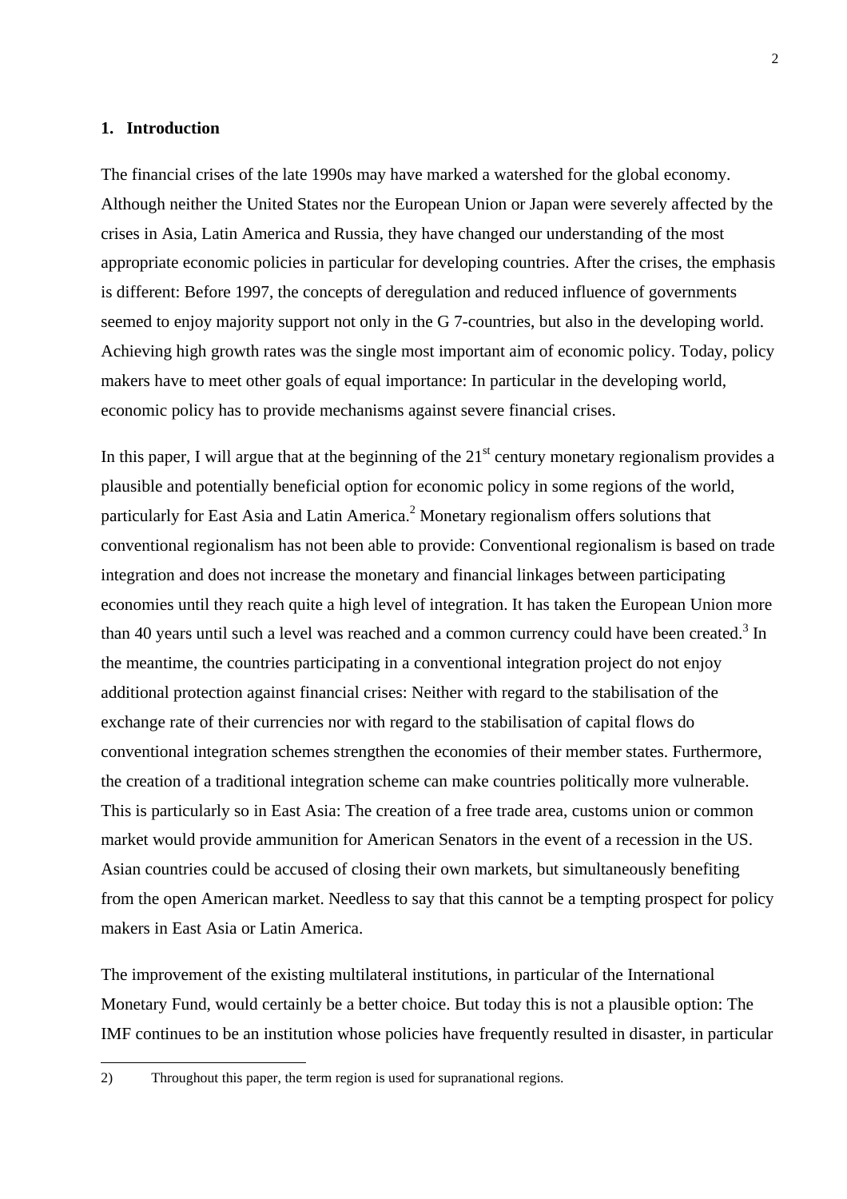## 1. Introduction

The financial crises of the late 1990s may have marked a watershed for the global economy. Although neither the United States nor the European Union or Japan were severely affected by the crises in Asia, Latin America and Russia, they have changed our understanding of the most appropriate economic policies in particular for developing countries. After the crises, the emphasis is different: Before 1997, the concepts of deregulation and reduced influence of governments seemed to enjoy majority support not only in the G 7-countries, but also in the developing world. Achieving high growth rates was the single most important aim of economic policy. Today, policy makers have to meet other goals of equal importance: In particular in the developing world, economic policy has to provide mechanisms against severe financial crises.

In this paper, I will argue that at the beginning of the 21st century monetary regionalism provides a plausible and potentially beneficial option for economic policy in some regions of the world, particularly for East Asia and Latin America.[2] Monetary regionalism offers solutions that conventional regionalism has not been able to provide: Conventional regionalism is based on trade integration and does not increase the monetary and financial linkages between participating economies until they reach quite a high level of integration. It has taken the European Union more than 40 years until such a level was reached and a common currency could have been created.[3] In the meantime, the countries participating in a conventional integration project do not enjoy additional protection against financial crises: Neither with regard to the stabilisation of the exchange rate of their currencies nor with regard to the stabilisation of capital flows do conventional integration schemes strengthen the economies of their member states. Furthermore, the creation of a traditional integration scheme can make countries politically more vulnerable. This is particularly so in East Asia: The creation of a free trade area, customs union or common market would provide ammunition for American Senators in the event of a recession in the US. Asian countries could be accused of closing their own markets, but simultaneously benefiting from the open American market. Needless to say that this cannot be a tempting prospect for policy makers in East Asia or Latin America.

The improvement of the existing multilateral institutions, in particular of the International Monetary Fund, would certainly be a better choice. But today this is not a plausible option: The IMF continues to be an institution whose policies have frequently resulted in disaster, in particular

2) Throughout this paper, the term region is used for supranational regions.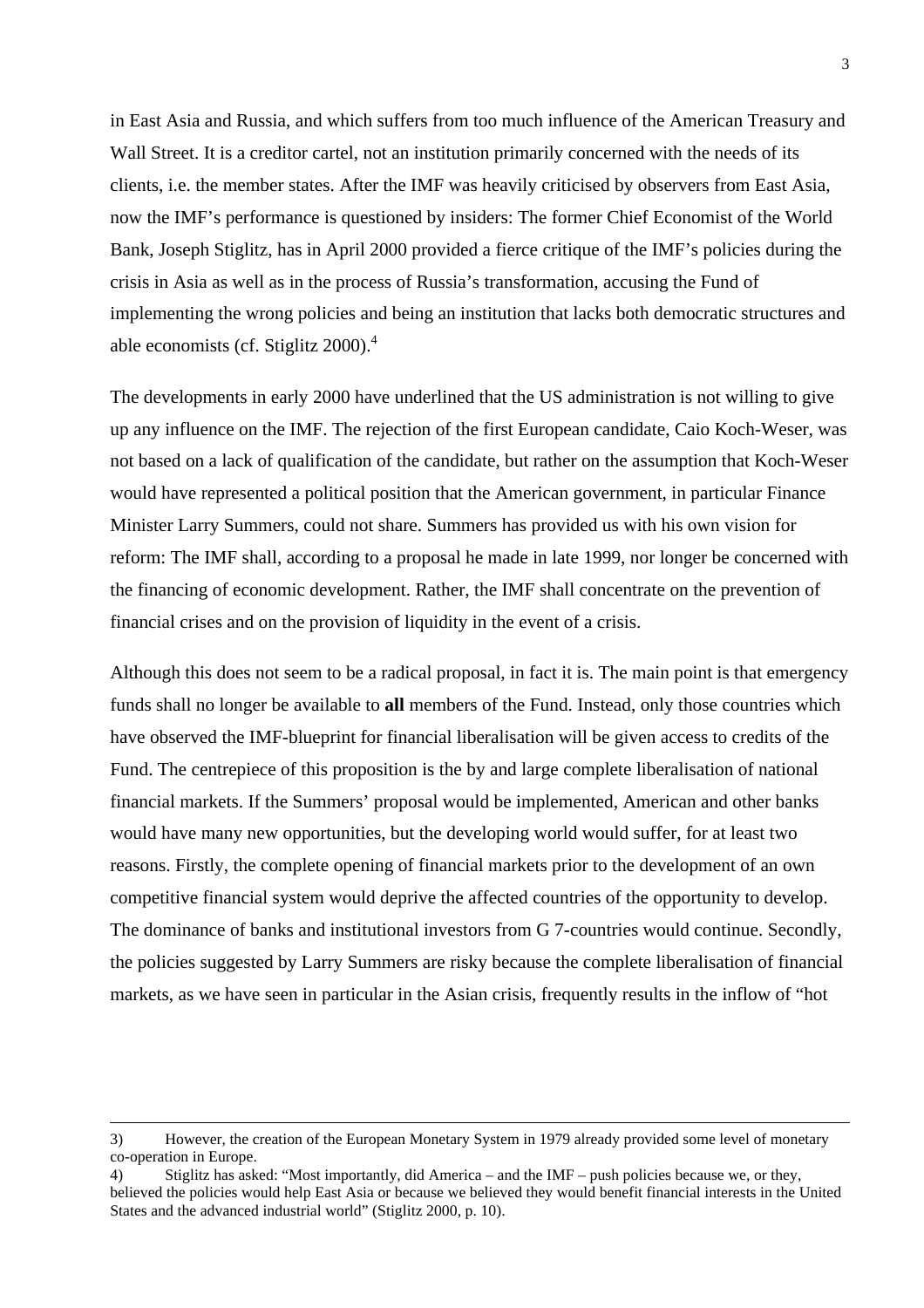in East Asia and Russia, and which suffers from too much influence of the American Treasury and Wall Street. It is a creditor cartel, not an institution primarily concerned with the needs of its clients, i.e. the member states. After the IMF was heavily criticised by observers from East Asia, now the IMF's performance is questioned by insiders: The former Chief Economist of the World Bank, Joseph Stiglitz, has in April 2000 provided a fierce critique of the IMF's policies during the crisis in Asia as well as in the process of Russia's transformation, accusing the Fund of implementing the wrong policies and being an institution that lacks both democratic structures and able economists (cf. Stiglitz 2000).[4]

The developments in early 2000 have underlined that the US administration is not willing to give up any influence on the IMF. The rejection of the first European candidate, Caio Koch-Weser, was not based on a lack of qualification of the candidate, but rather on the assumption that Koch-Weser would have represented a political position that the American government, in particular Finance Minister Larry Summers, could not share. Summers has provided us with his own vision for reform: The IMF shall, according to a proposal he made in late 1999, nor longer be concerned with the financing of economic development. Rather, the IMF shall concentrate on the prevention of financial crises and on the provision of liquidity in the event of a crisis.

Although this does not seem to be a radical proposal, in fact it is. The main point is that emergency funds shall no longer be available to **all** members of the Fund. Instead, only those countries which have observed the IMF-blueprint for financial liberalisation will be given access to credits of the Fund. The centrepiece of this proposition is the by and large complete liberalisation of national financial markets. If the Summers' proposal would be implemented, American and other banks would have many new opportunities, but the developing world would suffer, for at least two reasons. Firstly, the complete opening of financial markets prior to the development of an own competitive financial system would deprive the affected countries of the opportunity to develop. The dominance of banks and institutional investors from G 7-countries would continue. Secondly, the policies suggested by Larry Summers are risky because the complete liberalisation of financial markets, as we have seen in particular in the Asian crisis, frequently results in the inflow of "hot

---

3) However, the creation of the European Monetary System in 1979 already provided some level of monetary co-operation in Europe.

4) Stiglitz has asked: "Most importantly, did America – and the IMF – push policies because we, or they, believed the policies would help East Asia or because we believed they would benefit financial interests in the United States and the advanced industrial world" (Stiglitz 2000, p. 10).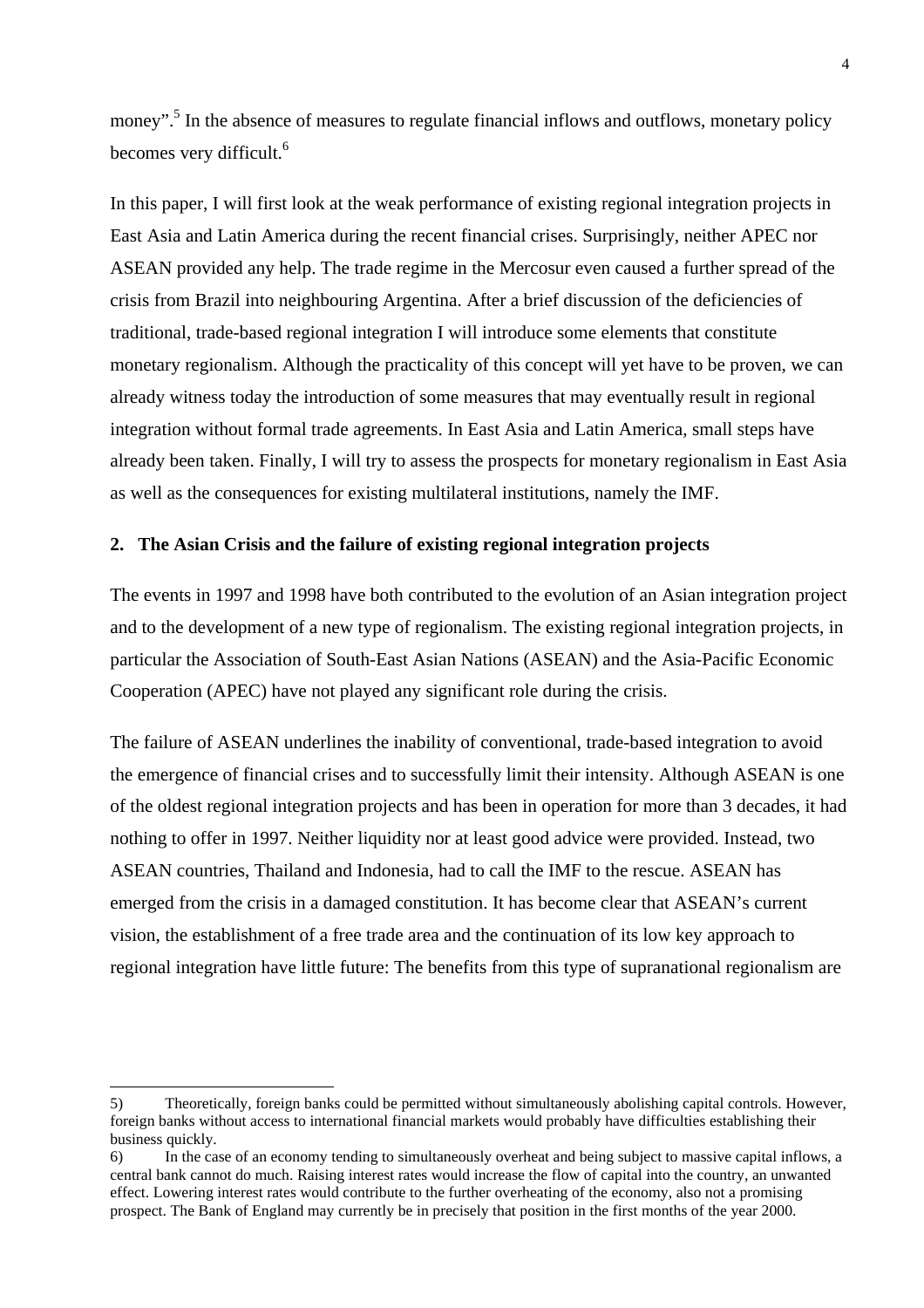money".[5] In the absence of measures to regulate financial inflows and outflows, monetary policy becomes very difficult.[6]

In this paper, I will first look at the weak performance of existing regional integration projects in East Asia and Latin America during the recent financial crises. Surprisingly, neither APEC nor ASEAN provided any help. The trade regime in the Mercosur even caused a further spread of the crisis from Brazil into neighbouring Argentina. After a brief discussion of the deficiencies of traditional, trade-based regional integration I will introduce some elements that constitute monetary regionalism. Although the practicality of this concept will yet have to be proven, we can already witness today the introduction of some measures that may eventually result in regional integration without formal trade agreements. In East Asia and Latin America, small steps have already been taken. Finally, I will try to assess the prospects for monetary regionalism in East Asia as well as the consequences for existing multilateral institutions, namely the IMF.

## 2. The Asian Crisis and the failure of existing regional integration projects

The events in 1997 and 1998 have both contributed to the evolution of an Asian integration project and to the development of a new type of regionalism. The existing regional integration projects, in particular the Association of South-East Asian Nations (ASEAN) and the Asia-Pacific Economic Cooperation (APEC) have not played any significant role during the crisis.

The failure of ASEAN underlines the inability of conventional, trade-based integration to avoid the emergence of financial crises and to successfully limit their intensity. Although ASEAN is one of the oldest regional integration projects and has been in operation for more than 3 decades, it had nothing to offer in 1997. Neither liquidity nor at least good advice were provided. Instead, two ASEAN countries, Thailand and Indonesia, had to call the IMF to the rescue. ASEAN has emerged from the crisis in a damaged constitution. It has become clear that ASEAN's current vision, the establishment of a free trade area and the continuation of its low key approach to regional integration have little future: The benefits from this type of supranational regionalism are

---

5) Theoretically, foreign banks could be permitted without simultaneously abolishing capital controls. However, foreign banks without access to international financial markets would probably have difficulties establishing their business quickly.

6) In the case of an economy tending to simultaneously overheat and being subject to massive capital inflows, a central bank cannot do much. Raising interest rates would increase the flow of capital into the country, an unwanted effect. Lowering interest rates would contribute to the further overheating of the economy, also not a promising prospect. The Bank of England may currently be in precisely that position in the first months of the year 2000.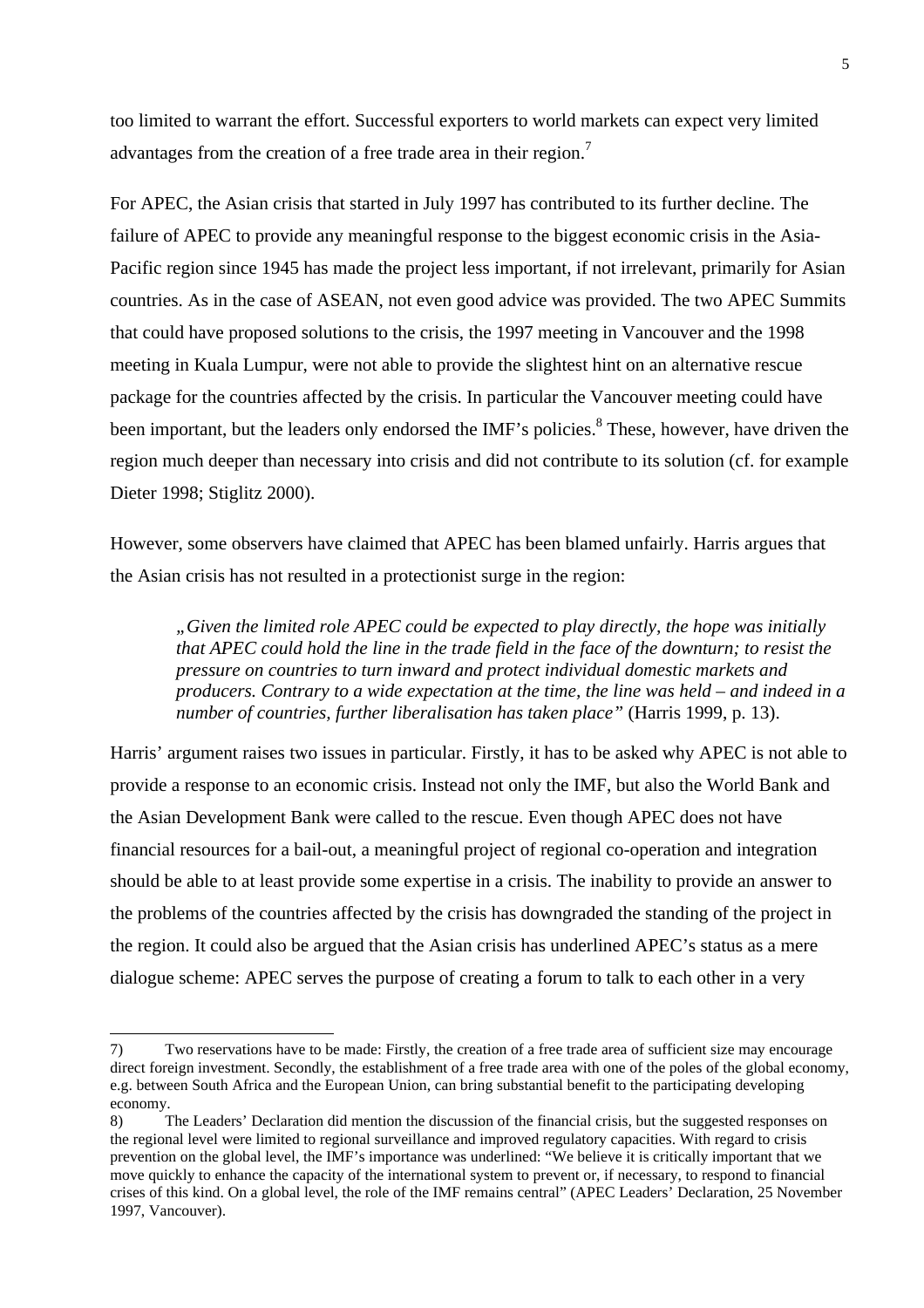too limited to warrant the effort. Successful exporters to world markets can expect very limited advantages from the creation of a free trade area in their region.[7]

For APEC, the Asian crisis that started in July 1997 has contributed to its further decline. The failure of APEC to provide any meaningful response to the biggest economic crisis in the Asia-Pacific region since 1945 has made the project less important, if not irrelevant, primarily for Asian countries. As in the case of ASEAN, not even good advice was provided. The two APEC Summits that could have proposed solutions to the crisis, the 1997 meeting in Vancouver and the 1998 meeting in Kuala Lumpur, were not able to provide the slightest hint on an alternative rescue package for the countries affected by the crisis. In particular the Vancouver meeting could have been important, but the leaders only endorsed the IMF's policies.[8] These, however, have driven the region much deeper than necessary into crisis and did not contribute to its solution (cf. for example Dieter 1998; Stiglitz 2000).

However, some observers have claimed that APEC has been blamed unfairly. Harris argues that the Asian crisis has not resulted in a protectionist surge in the region:

> *„Given the limited role APEC could be expected to play directly, the hope was initially that APEC could hold the line in the trade field in the face of the downturn; to resist the pressure on countries to turn inward and protect individual domestic markets and producers. Contrary to a wide expectation at the time, the line was held – and indeed in a number of countries, further liberalisation has taken place"* (Harris 1999, p. 13).

Harris' argument raises two issues in particular. Firstly, it has to be asked why APEC is not able to provide a response to an economic crisis. Instead not only the IMF, but also the World Bank and the Asian Development Bank were called to the rescue. Even though APEC does not have financial resources for a bail-out, a meaningful project of regional co-operation and integration should be able to at least provide some expertise in a crisis. The inability to provide an answer to the problems of the countries affected by the crisis has downgraded the standing of the project in the region. It could also be argued that the Asian crisis has underlined APEC's status as a mere dialogue scheme: APEC serves the purpose of creating a forum to talk to each other in a very

---

7) Two reservations have to be made: Firstly, the creation of a free trade area of sufficient size may encourage direct foreign investment. Secondly, the establishment of a free trade area with one of the poles of the global economy, e.g. between South Africa and the European Union, can bring substantial benefit to the participating developing economy.

8) The Leaders' Declaration did mention the discussion of the financial crisis, but the suggested responses on the regional level were limited to regional surveillance and improved regulatory capacities. With regard to crisis prevention on the global level, the IMF's importance was underlined: "We believe it is critically important that we move quickly to enhance the capacity of the international system to prevent or, if necessary, to respond to financial crises of this kind. On a global level, the role of the IMF remains central" (APEC Leaders' Declaration, 25 November 1997, Vancouver).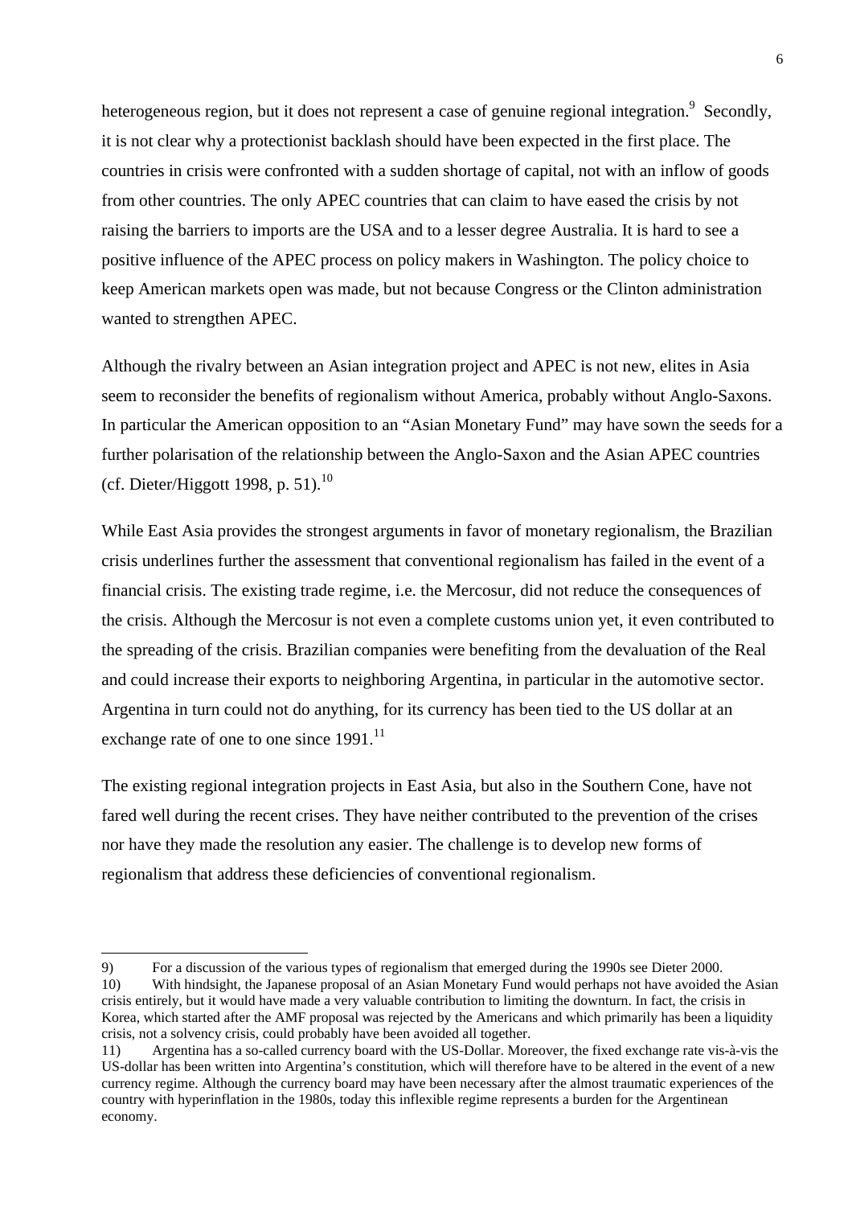heterogeneous region, but it does not represent a case of genuine regional integration.[9] Secondly, it is not clear why a protectionist backlash should have been expected in the first place. The countries in crisis were confronted with a sudden shortage of capital, not with an inflow of goods from other countries. The only APEC countries that can claim to have eased the crisis by not raising the barriers to imports are the USA and to a lesser degree Australia. It is hard to see a positive influence of the APEC process on policy makers in Washington. The policy choice to keep American markets open was made, but not because Congress or the Clinton administration wanted to strengthen APEC.

Although the rivalry between an Asian integration project and APEC is not new, elites in Asia seem to reconsider the benefits of regionalism without America, probably without Anglo-Saxons. In particular the American opposition to an "Asian Monetary Fund" may have sown the seeds for a further polarisation of the relationship between the Anglo-Saxon and the Asian APEC countries (cf. Dieter/Higgott 1998, p. 51).[10]

While East Asia provides the strongest arguments in favor of monetary regionalism, the Brazilian crisis underlines further the assessment that conventional regionalism has failed in the event of a financial crisis. The existing trade regime, i.e. the Mercosur, did not reduce the consequences of the crisis. Although the Mercosur is not even a complete customs union yet, it even contributed to the spreading of the crisis. Brazilian companies were benefiting from the devaluation of the Real and could increase their exports to neighboring Argentina, in particular in the automotive sector. Argentina in turn could not do anything, for its currency has been tied to the US dollar at an exchange rate of one to one since 1991.[11]

The existing regional integration projects in East Asia, but also in the Southern Cone, have not fared well during the recent crises. They have neither contributed to the prevention of the crises nor have they made the resolution any easier. The challenge is to develop new forms of regionalism that address these deficiencies of conventional regionalism.

---

9) For a discussion of the various types of regionalism that emerged during the 1990s see Dieter 2000.

10) With hindsight, the Japanese proposal of an Asian Monetary Fund would perhaps not have avoided the Asian crisis entirely, but it would have made a very valuable contribution to limiting the downturn. In fact, the crisis in Korea, which started after the AMF proposal was rejected by the Americans and which primarily has been a liquidity crisis, not a solvency crisis, could probably have been avoided all together.

11) Argentina has a so-called currency board with the US-Dollar. Moreover, the fixed exchange rate vis-à-vis the US-dollar has been written into Argentina's constitution, which will therefore have to be altered in the event of a new currency regime. Although the currency board may have been necessary after the almost traumatic experiences of the country with hyperinflation in the 1980s, today this inflexible regime represents a burden for the Argentinean economy.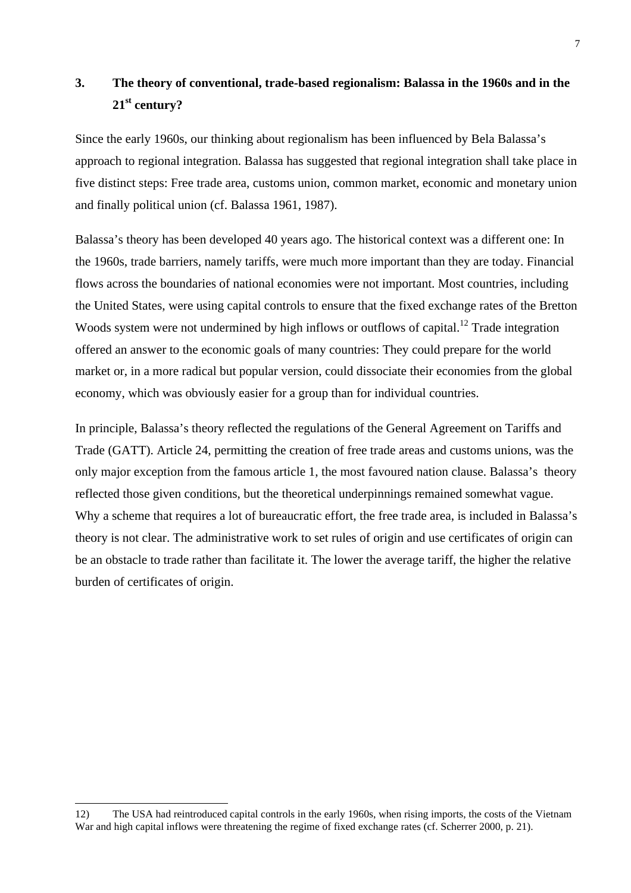## 3. The theory of conventional, trade-based regionalism: Balassa in the 1960s and in the 21st century?

Since the early 1960s, our thinking about regionalism has been influenced by Bela Balassa's approach to regional integration. Balassa has suggested that regional integration shall take place in five distinct steps: Free trade area, customs union, common market, economic and monetary union and finally political union (cf. Balassa 1961, 1987).

Balassa's theory has been developed 40 years ago. The historical context was a different one: In the 1960s, trade barriers, namely tariffs, were much more important than they are today. Financial flows across the boundaries of national economies were not important. Most countries, including the United States, were using capital controls to ensure that the fixed exchange rates of the Bretton Woods system were not undermined by high inflows or outflows of capital.[12] Trade integration offered an answer to the economic goals of many countries: They could prepare for the world market or, in a more radical but popular version, could dissociate their economies from the global economy, which was obviously easier for a group than for individual countries.

In principle, Balassa's theory reflected the regulations of the General Agreement on Tariffs and Trade (GATT). Article 24, permitting the creation of free trade areas and customs unions, was the only major exception from the famous article 1, the most favoured nation clause. Balassa's theory reflected those given conditions, but the theoretical underpinnings remained somewhat vague. Why a scheme that requires a lot of bureaucratic effort, the free trade area, is included in Balassa's theory is not clear. The administrative work to set rules of origin and use certificates of origin can be an obstacle to trade rather than facilitate it. The lower the average tariff, the higher the relative burden of certificates of origin.

---

12) The USA had reintroduced capital controls in the early 1960s, when rising imports, the costs of the Vietnam War and high capital inflows were threatening the regime of fixed exchange rates (cf. Scherrer 2000, p. 21).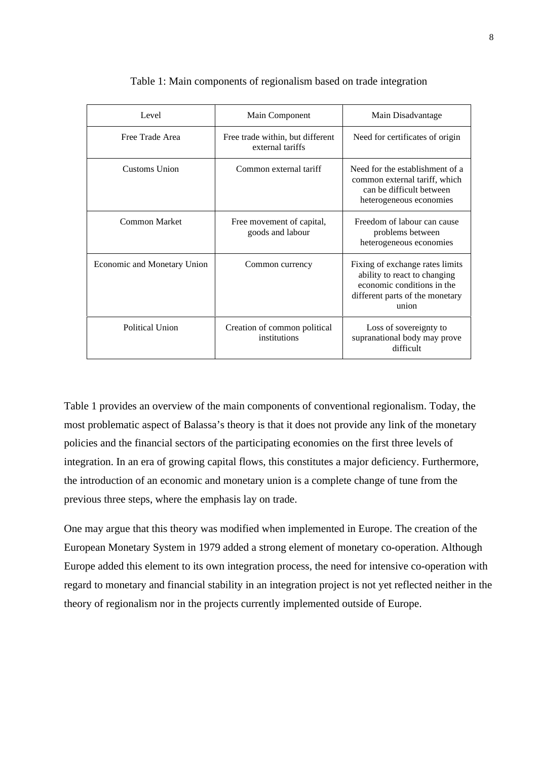Table 1: Main components of regionalism based on trade integration

| Level | Main Component | Main Disadvantage |
|---|---|---|
| Free Trade Area | Free trade within, but different external tariffs | Need for certificates of origin |
| Customs Union | Common external tariff | Need for the establishment of a common external tariff, which can be difficult between heterogeneous economies |
| Common Market | Free movement of capital, goods and labour | Freedom of labour can cause problems between heterogeneous economies |
| Economic and Monetary Union | Common currency | Fixing of exchange rates limits ability to react to changing economic conditions in the different parts of the monetary union |
| Political Union | Creation of common political institutions | Loss of sovereignty to supranational body may prove difficult |

Table 1 provides an overview of the main components of conventional regionalism. Today, the most problematic aspect of Balassa's theory is that it does not provide any link of the monetary policies and the financial sectors of the participating economies on the first three levels of integration. In an era of growing capital flows, this constitutes a major deficiency. Furthermore, the introduction of an economic and monetary union is a complete change of tune from the previous three steps, where the emphasis lay on trade.

One may argue that this theory was modified when implemented in Europe. The creation of the European Monetary System in 1979 added a strong element of monetary co-operation. Although Europe added this element to its own integration process, the need for intensive co-operation with regard to monetary and financial stability in an integration project is not yet reflected neither in the theory of regionalism nor in the projects currently implemented outside of Europe.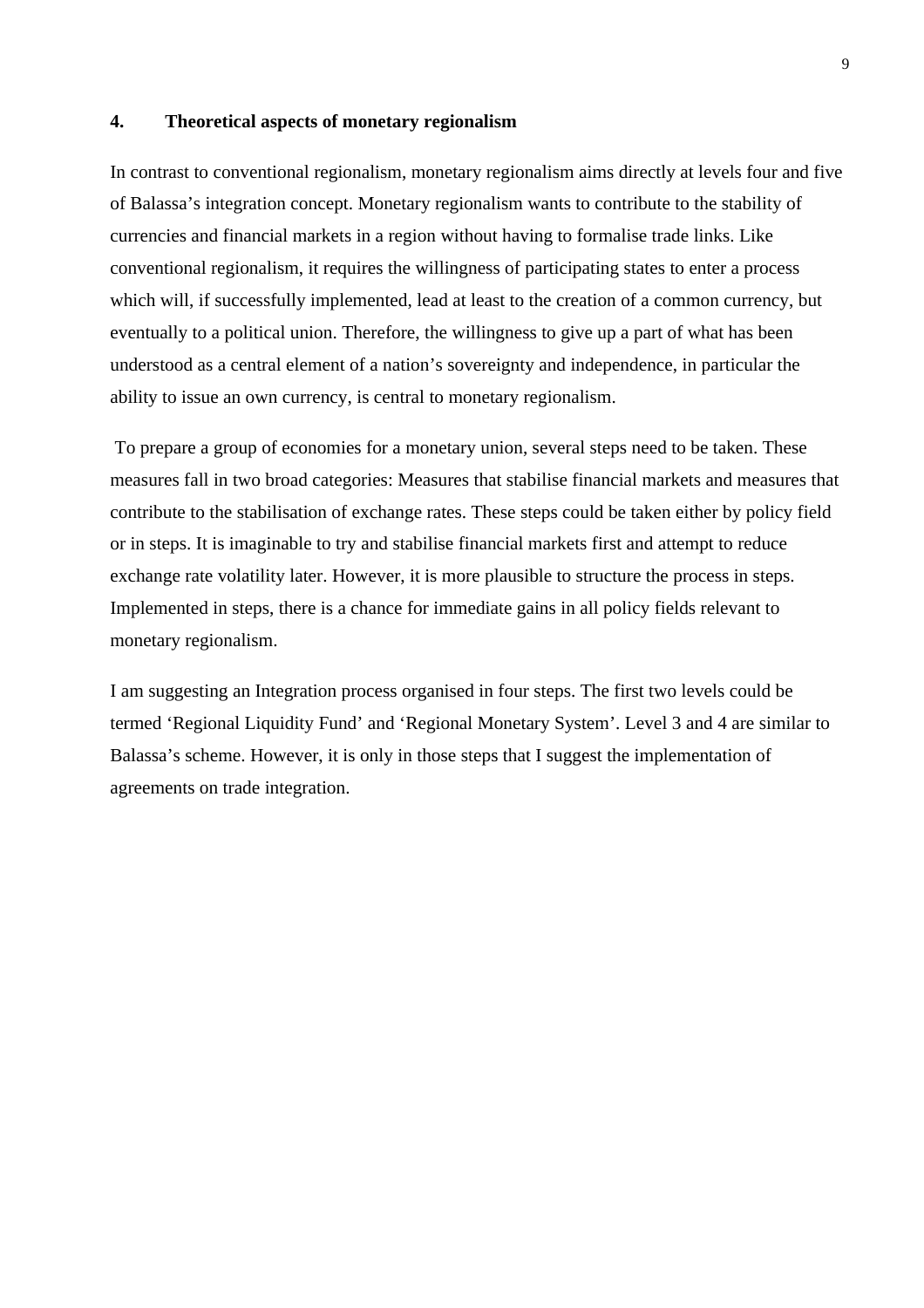## 4. Theoretical aspects of monetary regionalism

In contrast to conventional regionalism, monetary regionalism aims directly at levels four and five of Balassa's integration concept. Monetary regionalism wants to contribute to the stability of currencies and financial markets in a region without having to formalise trade links. Like conventional regionalism, it requires the willingness of participating states to enter a process which will, if successfully implemented, lead at least to the creation of a common currency, but eventually to a political union. Therefore, the willingness to give up a part of what has been understood as a central element of a nation's sovereignty and independence, in particular the ability to issue an own currency, is central to monetary regionalism.

To prepare a group of economies for a monetary union, several steps need to be taken. These measures fall in two broad categories: Measures that stabilise financial markets and measures that contribute to the stabilisation of exchange rates. These steps could be taken either by policy field or in steps. It is imaginable to try and stabilise financial markets first and attempt to reduce exchange rate volatility later. However, it is more plausible to structure the process in steps. Implemented in steps, there is a chance for immediate gains in all policy fields relevant to monetary regionalism.

I am suggesting an Integration process organised in four steps. The first two levels could be termed 'Regional Liquidity Fund' and 'Regional Monetary System'. Level 3 and 4 are similar to Balassa's scheme. However, it is only in those steps that I suggest the implementation of agreements on trade integration.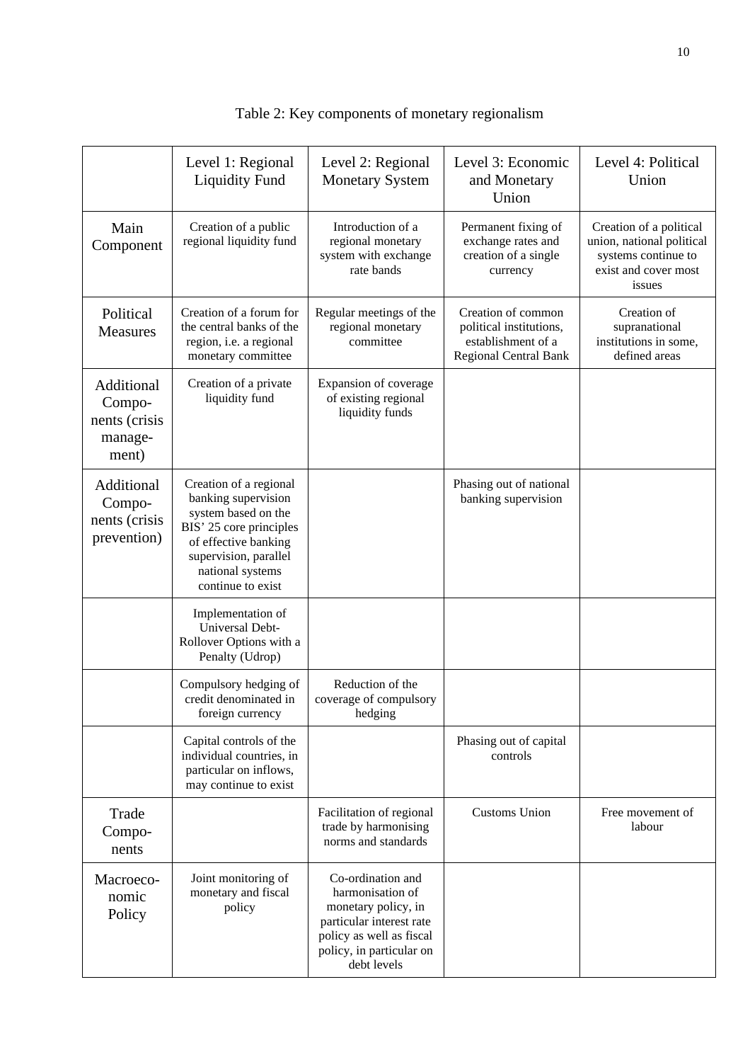Table 2: Key components of monetary regionalism

| | Level 1: Regional Liquidity Fund | Level 2: Regional Monetary System | Level 3: Economic and Monetary Union | Level 4: Political Union |
|---|---|---|---|---|
| Main Component | Creation of a public regional liquidity fund | Introduction of a regional monetary system with exchange rate bands | Permanent fixing of exchange rates and creation of a single currency | Creation of a political union, national political systems continue to exist and cover most issues |
| Political Measures | Creation of a forum for the central banks of the region, i.e. a regional monetary committee | Regular meetings of the regional monetary committee | Creation of common political institutions, establishment of a Regional Central Bank | Creation of supranational institutions in some, defined areas |
| Additional Compo-nents (crisis manage-ment) | Creation of a private liquidity fund | Expansion of coverage of existing regional liquidity funds | | |
| Additional Compo-nents (crisis prevention) | Creation of a regional banking supervision system based on the BIS' 25 core principles of effective banking supervision, parallel national systems continue to exist | | Phasing out of national banking supervision | |
| | Implementation of Universal Debt-Rollover Options with a Penalty (Udrop) | | | |
| | Compulsory hedging of credit denominated in foreign currency | Reduction of the coverage of compulsory hedging | | |
| | Capital controls of the individual countries, in particular on inflows, may continue to exist | | Phasing out of capital controls | |
| Trade Compo-nents | | Facilitation of regional trade by harmonising norms and standards | Customs Union | Free movement of labour |
| Macroeco-nomic Policy | Joint monitoring of monetary and fiscal policy | Co-ordination and harmonisation of monetary policy, in particular interest rate policy as well as fiscal policy, in particular on debt levels | | |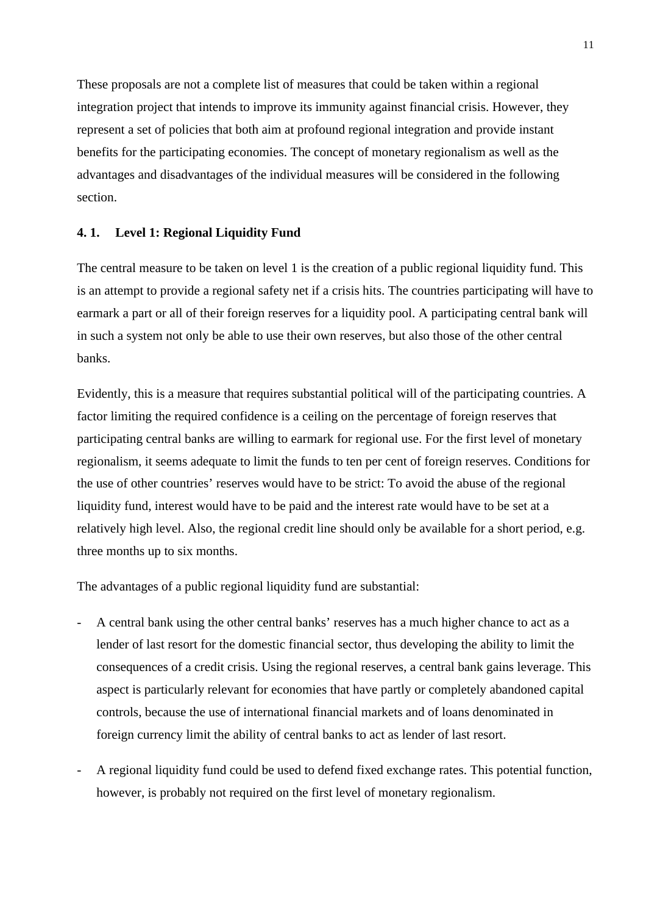These proposals are not a complete list of measures that could be taken within a regional integration project that intends to improve its immunity against financial crisis. However, they represent a set of policies that both aim at profound regional integration and provide instant benefits for the participating economies. The concept of monetary regionalism as well as the advantages and disadvantages of the individual measures will be considered in the following section.

### 4. 1. Level 1: Regional Liquidity Fund

The central measure to be taken on level 1 is the creation of a public regional liquidity fund. This is an attempt to provide a regional safety net if a crisis hits. The countries participating will have to earmark a part or all of their foreign reserves for a liquidity pool. A participating central bank will in such a system not only be able to use their own reserves, but also those of the other central banks.

Evidently, this is a measure that requires substantial political will of the participating countries. A factor limiting the required confidence is a ceiling on the percentage of foreign reserves that participating central banks are willing to earmark for regional use. For the first level of monetary regionalism, it seems adequate to limit the funds to ten per cent of foreign reserves. Conditions for the use of other countries' reserves would have to be strict: To avoid the abuse of the regional liquidity fund, interest would have to be paid and the interest rate would have to be set at a relatively high level. Also, the regional credit line should only be available for a short period, e.g. three months up to six months.

The advantages of a public regional liquidity fund are substantial:

- A central bank using the other central banks' reserves has a much higher chance to act as a lender of last resort for the domestic financial sector, thus developing the ability to limit the consequences of a credit crisis. Using the regional reserves, a central bank gains leverage. This aspect is particularly relevant for economies that have partly or completely abandoned capital controls, because the use of international financial markets and of loans denominated in foreign currency limit the ability of central banks to act as lender of last resort.
- A regional liquidity fund could be used to defend fixed exchange rates. This potential function, however, is probably not required on the first level of monetary regionalism.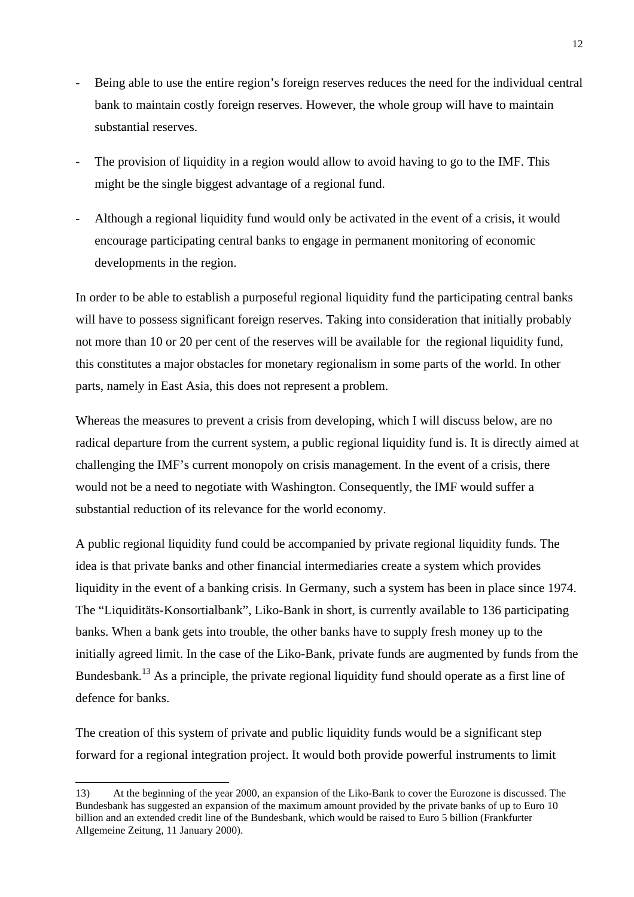- Being able to use the entire region's foreign reserves reduces the need for the individual central bank to maintain costly foreign reserves. However, the whole group will have to maintain substantial reserves.

- The provision of liquidity in a region would allow to avoid having to go to the IMF. This might be the single biggest advantage of a regional fund.

- Although a regional liquidity fund would only be activated in the event of a crisis, it would encourage participating central banks to engage in permanent monitoring of economic developments in the region.

In order to be able to establish a purposeful regional liquidity fund the participating central banks will have to possess significant foreign reserves. Taking into consideration that initially probably not more than 10 or 20 per cent of the reserves will be available for  the regional liquidity fund, this constitutes a major obstacles for monetary regionalism in some parts of the world. In other parts, namely in East Asia, this does not represent a problem.

Whereas the measures to prevent a crisis from developing, which I will discuss below, are no radical departure from the current system, a public regional liquidity fund is. It is directly aimed at challenging the IMF's current monopoly on crisis management. In the event of a crisis, there would not be a need to negotiate with Washington. Consequently, the IMF would suffer a substantial reduction of its relevance for the world economy.

A public regional liquidity fund could be accompanied by private regional liquidity funds. The idea is that private banks and other financial intermediaries create a system which provides liquidity in the event of a banking crisis. In Germany, such a system has been in place since 1974. The "Liquiditäts-Konsortialbank", Liko-Bank in short, is currently available to 136 participating banks. When a bank gets into trouble, the other banks have to supply fresh money up to the initially agreed limit. In the case of the Liko-Bank, private funds are augmented by funds from the Bundesbank.[13] As a principle, the private regional liquidity fund should operate as a first line of defence for banks.

The creation of this system of private and public liquidity funds would be a significant step forward for a regional integration project. It would both provide powerful instruments to limit

---

13) At the beginning of the year 2000, an expansion of the Liko-Bank to cover the Eurozone is discussed. The Bundesbank has suggested an expansion of the maximum amount provided by the private banks of up to Euro 10 billion and an extended credit line of the Bundesbank, which would be raised to Euro 5 billion (Frankfurter Allgemeine Zeitung, 11 January 2000).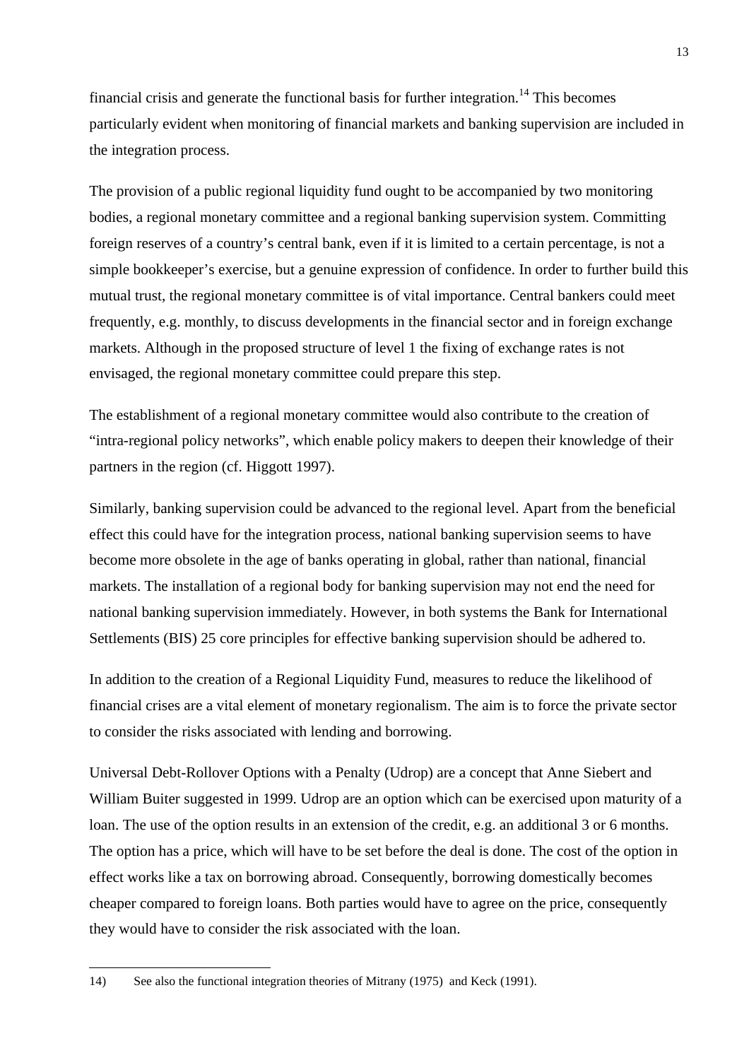financial crisis and generate the functional basis for further integration.[14] This becomes particularly evident when monitoring of financial markets and banking supervision are included in the integration process.

The provision of a public regional liquidity fund ought to be accompanied by two monitoring bodies, a regional monetary committee and a regional banking supervision system. Committing foreign reserves of a country's central bank, even if it is limited to a certain percentage, is not a simple bookkeeper's exercise, but a genuine expression of confidence. In order to further build this mutual trust, the regional monetary committee is of vital importance. Central bankers could meet frequently, e.g. monthly, to discuss developments in the financial sector and in foreign exchange markets. Although in the proposed structure of level 1 the fixing of exchange rates is not envisaged, the regional monetary committee could prepare this step.

The establishment of a regional monetary committee would also contribute to the creation of "intra-regional policy networks", which enable policy makers to deepen their knowledge of their partners in the region (cf. Higgott 1997).

Similarly, banking supervision could be advanced to the regional level. Apart from the beneficial effect this could have for the integration process, national banking supervision seems to have become more obsolete in the age of banks operating in global, rather than national, financial markets. The installation of a regional body for banking supervision may not end the need for national banking supervision immediately. However, in both systems the Bank for International Settlements (BIS) 25 core principles for effective banking supervision should be adhered to.

In addition to the creation of a Regional Liquidity Fund, measures to reduce the likelihood of financial crises are a vital element of monetary regionalism. The aim is to force the private sector to consider the risks associated with lending and borrowing.

Universal Debt-Rollover Options with a Penalty (Udrop) are a concept that Anne Siebert and William Buiter suggested in 1999. Udrop are an option which can be exercised upon maturity of a loan. The use of the option results in an extension of the credit, e.g. an additional 3 or 6 months. The option has a price, which will have to be set before the deal is done. The cost of the option in effect works like a tax on borrowing abroad. Consequently, borrowing domestically becomes cheaper compared to foreign loans. Both parties would have to agree on the price, consequently they would have to consider the risk associated with the loan.

---

14) See also the functional integration theories of Mitrany (1975) and Keck (1991).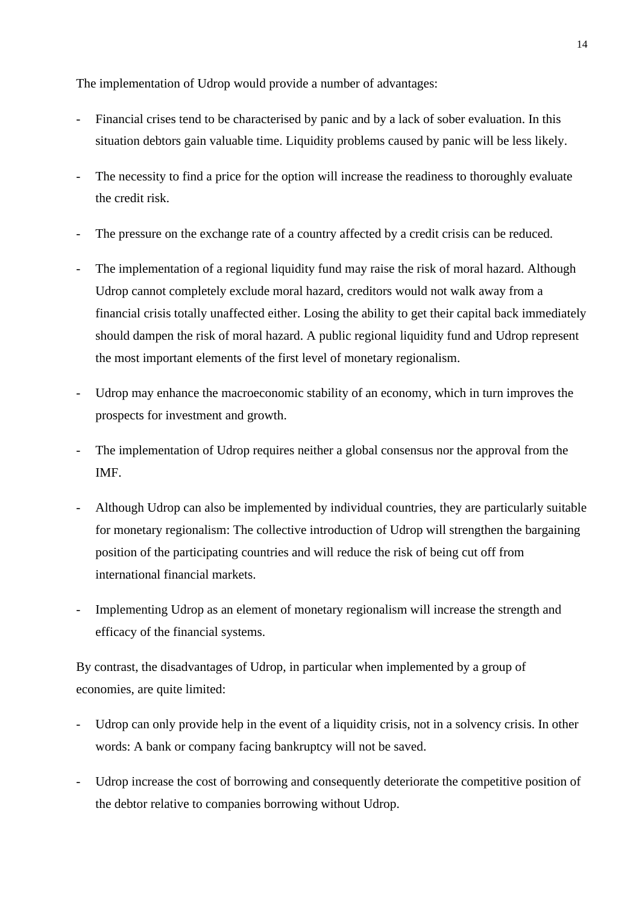The implementation of Udrop would provide a number of advantages:

- Financial crises tend to be characterised by panic and by a lack of sober evaluation. In this situation debtors gain valuable time. Liquidity problems caused by panic will be less likely.
- The necessity to find a price for the option will increase the readiness to thoroughly evaluate the credit risk.
- The pressure on the exchange rate of a country affected by a credit crisis can be reduced.
- The implementation of a regional liquidity fund may raise the risk of moral hazard. Although Udrop cannot completely exclude moral hazard, creditors would not walk away from a financial crisis totally unaffected either. Losing the ability to get their capital back immediately should dampen the risk of moral hazard. A public regional liquidity fund and Udrop represent the most important elements of the first level of monetary regionalism.
- Udrop may enhance the macroeconomic stability of an economy, which in turn improves the prospects for investment and growth.
- The implementation of Udrop requires neither a global consensus nor the approval from the IMF.
- Although Udrop can also be implemented by individual countries, they are particularly suitable for monetary regionalism: The collective introduction of Udrop will strengthen the bargaining position of the participating countries and will reduce the risk of being cut off from international financial markets.
- Implementing Udrop as an element of monetary regionalism will increase the strength and efficacy of the financial systems.

By contrast, the disadvantages of Udrop, in particular when implemented by a group of economies, are quite limited:

- Udrop can only provide help in the event of a liquidity crisis, not in a solvency crisis. In other words: A bank or company facing bankruptcy will not be saved.
- Udrop increase the cost of borrowing and consequently deteriorate the competitive position of the debtor relative to companies borrowing without Udrop.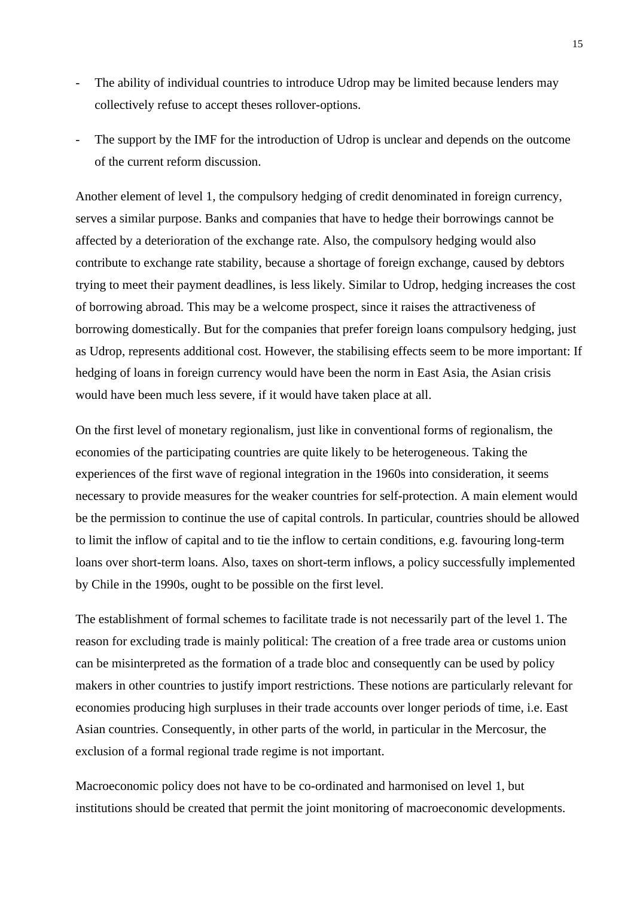- The ability of individual countries to introduce Udrop may be limited because lenders may collectively refuse to accept theses rollover-options.
- The support by the IMF for the introduction of Udrop is unclear and depends on the outcome of the current reform discussion.

Another element of level 1, the compulsory hedging of credit denominated in foreign currency, serves a similar purpose. Banks and companies that have to hedge their borrowings cannot be affected by a deterioration of the exchange rate. Also, the compulsory hedging would also contribute to exchange rate stability, because a shortage of foreign exchange, caused by debtors trying to meet their payment deadlines, is less likely. Similar to Udrop, hedging increases the cost of borrowing abroad. This may be a welcome prospect, since it raises the attractiveness of borrowing domestically. But for the companies that prefer foreign loans compulsory hedging, just as Udrop, represents additional cost. However, the stabilising effects seem to be more important: If hedging of loans in foreign currency would have been the norm in East Asia, the Asian crisis would have been much less severe, if it would have taken place at all.

On the first level of monetary regionalism, just like in conventional forms of regionalism, the economies of the participating countries are quite likely to be heterogeneous. Taking the experiences of the first wave of regional integration in the 1960s into consideration, it seems necessary to provide measures for the weaker countries for self-protection. A main element would be the permission to continue the use of capital controls. In particular, countries should be allowed to limit the inflow of capital and to tie the inflow to certain conditions, e.g. favouring long-term loans over short-term loans. Also, taxes on short-term inflows, a policy successfully implemented by Chile in the 1990s, ought to be possible on the first level.

The establishment of formal schemes to facilitate trade is not necessarily part of the level 1. The reason for excluding trade is mainly political: The creation of a free trade area or customs union can be misinterpreted as the formation of a trade bloc and consequently can be used by policy makers in other countries to justify import restrictions. These notions are particularly relevant for economies producing high surpluses in their trade accounts over longer periods of time, i.e. East Asian countries. Consequently, in other parts of the world, in particular in the Mercosur, the exclusion of a formal regional trade regime is not important.

Macroeconomic policy does not have to be co-ordinated and harmonised on level 1, but institutions should be created that permit the joint monitoring of macroeconomic developments.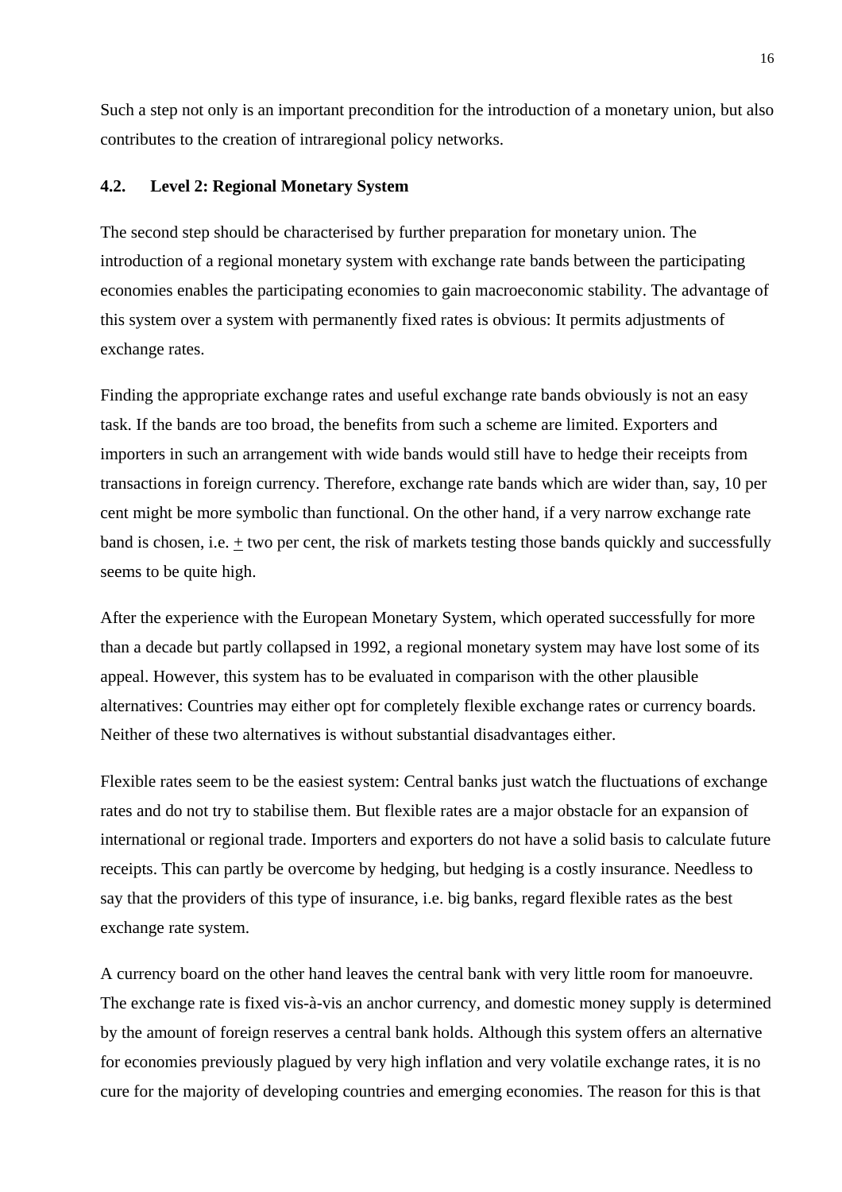Such a step not only is an important precondition for the introduction of a monetary union, but also contributes to the creation of intraregional policy networks.

### 4.2. Level 2: Regional Monetary System

The second step should be characterised by further preparation for monetary union. The introduction of a regional monetary system with exchange rate bands between the participating economies enables the participating economies to gain macroeconomic stability. The advantage of this system over a system with permanently fixed rates is obvious: It permits adjustments of exchange rates.

Finding the appropriate exchange rates and useful exchange rate bands obviously is not an easy task. If the bands are too broad, the benefits from such a scheme are limited. Exporters and importers in such an arrangement with wide bands would still have to hedge their receipts from transactions in foreign currency. Therefore, exchange rate bands which are wider than, say, 10 per cent might be more symbolic than functional. On the other hand, if a very narrow exchange rate band is chosen, i.e. ± two per cent, the risk of markets testing those bands quickly and successfully seems to be quite high.

After the experience with the European Monetary System, which operated successfully for more than a decade but partly collapsed in 1992, a regional monetary system may have lost some of its appeal. However, this system has to be evaluated in comparison with the other plausible alternatives: Countries may either opt for completely flexible exchange rates or currency boards. Neither of these two alternatives is without substantial disadvantages either.

Flexible rates seem to be the easiest system: Central banks just watch the fluctuations of exchange rates and do not try to stabilise them. But flexible rates are a major obstacle for an expansion of international or regional trade. Importers and exporters do not have a solid basis to calculate future receipts. This can partly be overcome by hedging, but hedging is a costly insurance. Needless to say that the providers of this type of insurance, i.e. big banks, regard flexible rates as the best exchange rate system.

A currency board on the other hand leaves the central bank with very little room for manoeuvre. The exchange rate is fixed vis-à-vis an anchor currency, and domestic money supply is determined by the amount of foreign reserves a central bank holds. Although this system offers an alternative for economies previously plagued by very high inflation and very volatile exchange rates, it is no cure for the majority of developing countries and emerging economies. The reason for this is that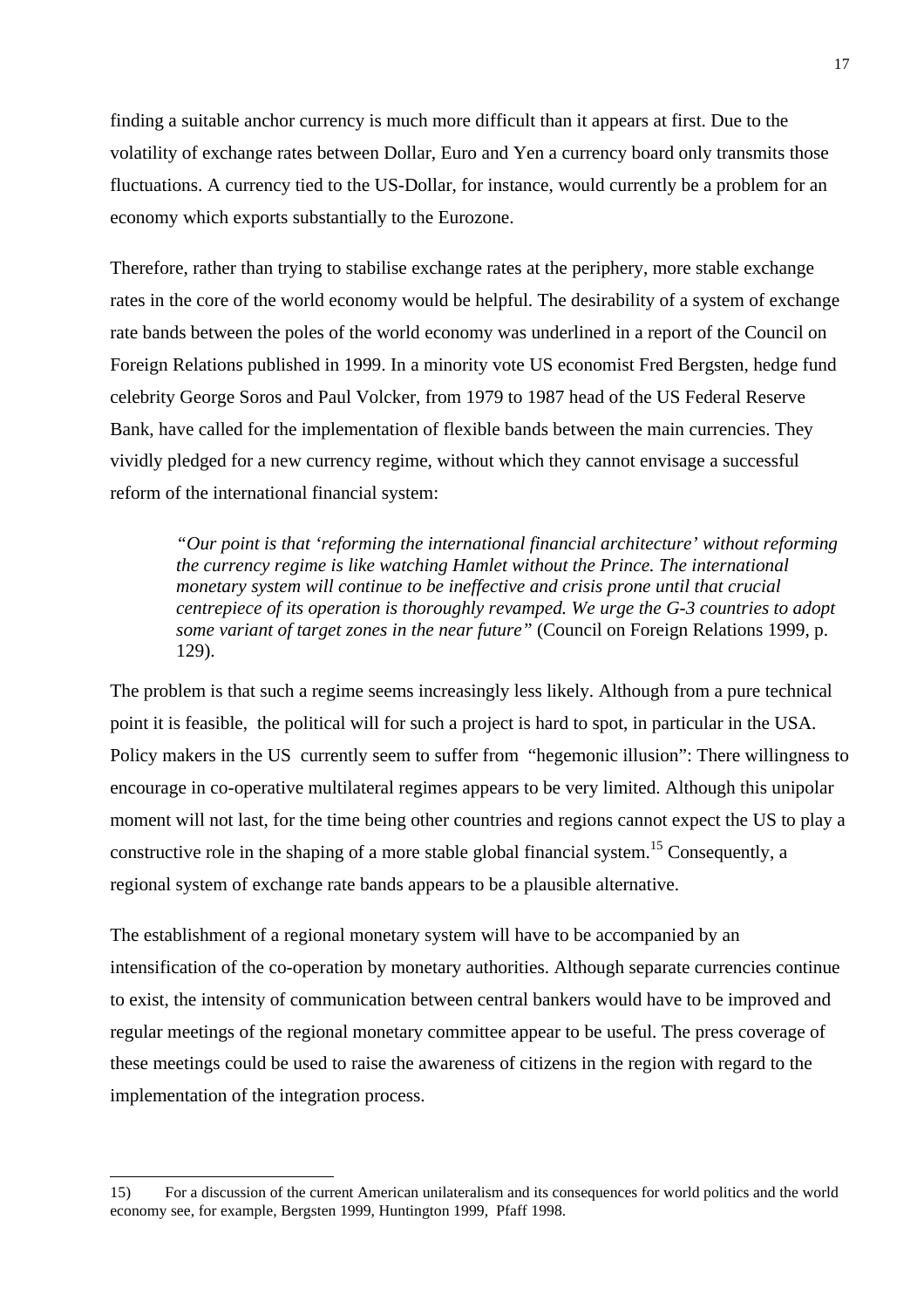finding a suitable anchor currency is much more difficult than it appears at first. Due to the volatility of exchange rates between Dollar, Euro and Yen a currency board only transmits those fluctuations. A currency tied to the US-Dollar, for instance, would currently be a problem for an economy which exports substantially to the Eurozone.

Therefore, rather than trying to stabilise exchange rates at the periphery, more stable exchange rates in the core of the world economy would be helpful. The desirability of a system of exchange rate bands between the poles of the world economy was underlined in a report of the Council on Foreign Relations published in 1999. In a minority vote US economist Fred Bergsten, hedge fund celebrity George Soros and Paul Volcker, from 1979 to 1987 head of the US Federal Reserve Bank, have called for the implementation of flexible bands between the main currencies. They vividly pledged for a new currency regime, without which they cannot envisage a successful reform of the international financial system:

> *"Our point is that 'reforming the international financial architecture' without reforming the currency regime is like watching Hamlet without the Prince. The international monetary system will continue to be ineffective and crisis prone until that crucial centrepiece of its operation is thoroughly revamped. We urge the G-3 countries to adopt some variant of target zones in the near future"* (Council on Foreign Relations 1999, p. 129).

The problem is that such a regime seems increasingly less likely. Although from a pure technical point it is feasible, the political will for such a project is hard to spot, in particular in the USA. Policy makers in the US currently seem to suffer from "hegemonic illusion": There willingness to encourage in co-operative multilateral regimes appears to be very limited. Although this unipolar moment will not last, for the time being other countries and regions cannot expect the US to play a constructive role in the shaping of a more stable global financial system.[15] Consequently, a regional system of exchange rate bands appears to be a plausible alternative.

The establishment of a regional monetary system will have to be accompanied by an intensification of the co-operation by monetary authorities. Although separate currencies continue to exist, the intensity of communication between central bankers would have to be improved and regular meetings of the regional monetary committee appear to be useful. The press coverage of these meetings could be used to raise the awareness of citizens in the region with regard to the implementation of the integration process.

---

15) For a discussion of the current American unilateralism and its consequences for world politics and the world economy see, for example, Bergsten 1999, Huntington 1999, Pfaff 1998.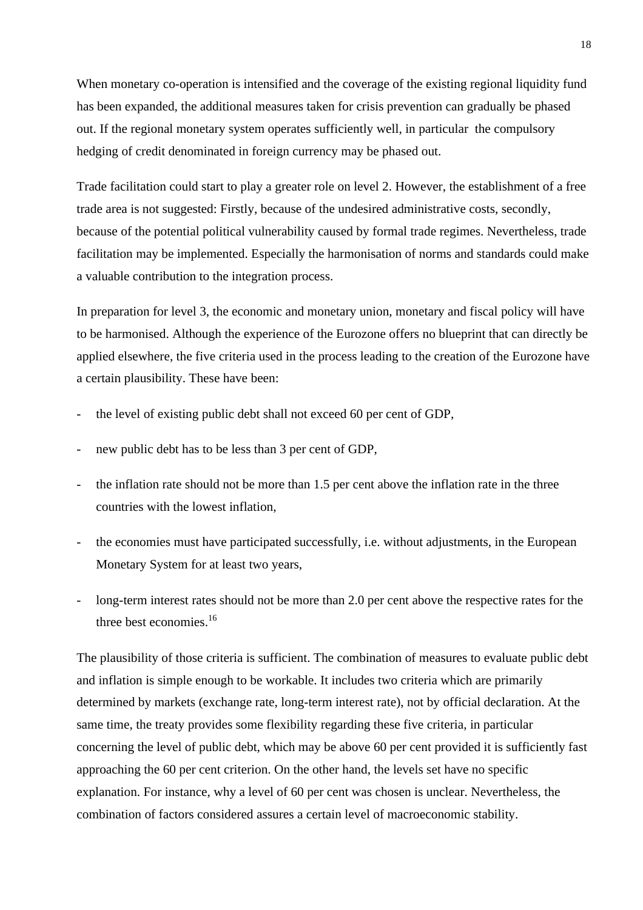When monetary co-operation is intensified and the coverage of the existing regional liquidity fund has been expanded, the additional measures taken for crisis prevention can gradually be phased out. If the regional monetary system operates sufficiently well, in particular the compulsory hedging of credit denominated in foreign currency may be phased out.

Trade facilitation could start to play a greater role on level 2. However, the establishment of a free trade area is not suggested: Firstly, because of the undesired administrative costs, secondly, because of the potential political vulnerability caused by formal trade regimes. Nevertheless, trade facilitation may be implemented. Especially the harmonisation of norms and standards could make a valuable contribution to the integration process.

In preparation for level 3, the economic and monetary union, monetary and fiscal policy will have to be harmonised. Although the experience of the Eurozone offers no blueprint that can directly be applied elsewhere, the five criteria used in the process leading to the creation of the Eurozone have a certain plausibility. These have been:

- the level of existing public debt shall not exceed 60 per cent of GDP,
- new public debt has to be less than 3 per cent of GDP,
- the inflation rate should not be more than 1.5 per cent above the inflation rate in the three countries with the lowest inflation,
- the economies must have participated successfully, i.e. without adjustments, in the European Monetary System for at least two years,
- long-term interest rates should not be more than 2.0 per cent above the respective rates for the three best economies.[16]

The plausibility of those criteria is sufficient. The combination of measures to evaluate public debt and inflation is simple enough to be workable. It includes two criteria which are primarily determined by markets (exchange rate, long-term interest rate), not by official declaration. At the same time, the treaty provides some flexibility regarding these five criteria, in particular concerning the level of public debt, which may be above 60 per cent provided it is sufficiently fast approaching the 60 per cent criterion. On the other hand, the levels set have no specific explanation. For instance, why a level of 60 per cent was chosen is unclear. Nevertheless, the combination of factors considered assures a certain level of macroeconomic stability.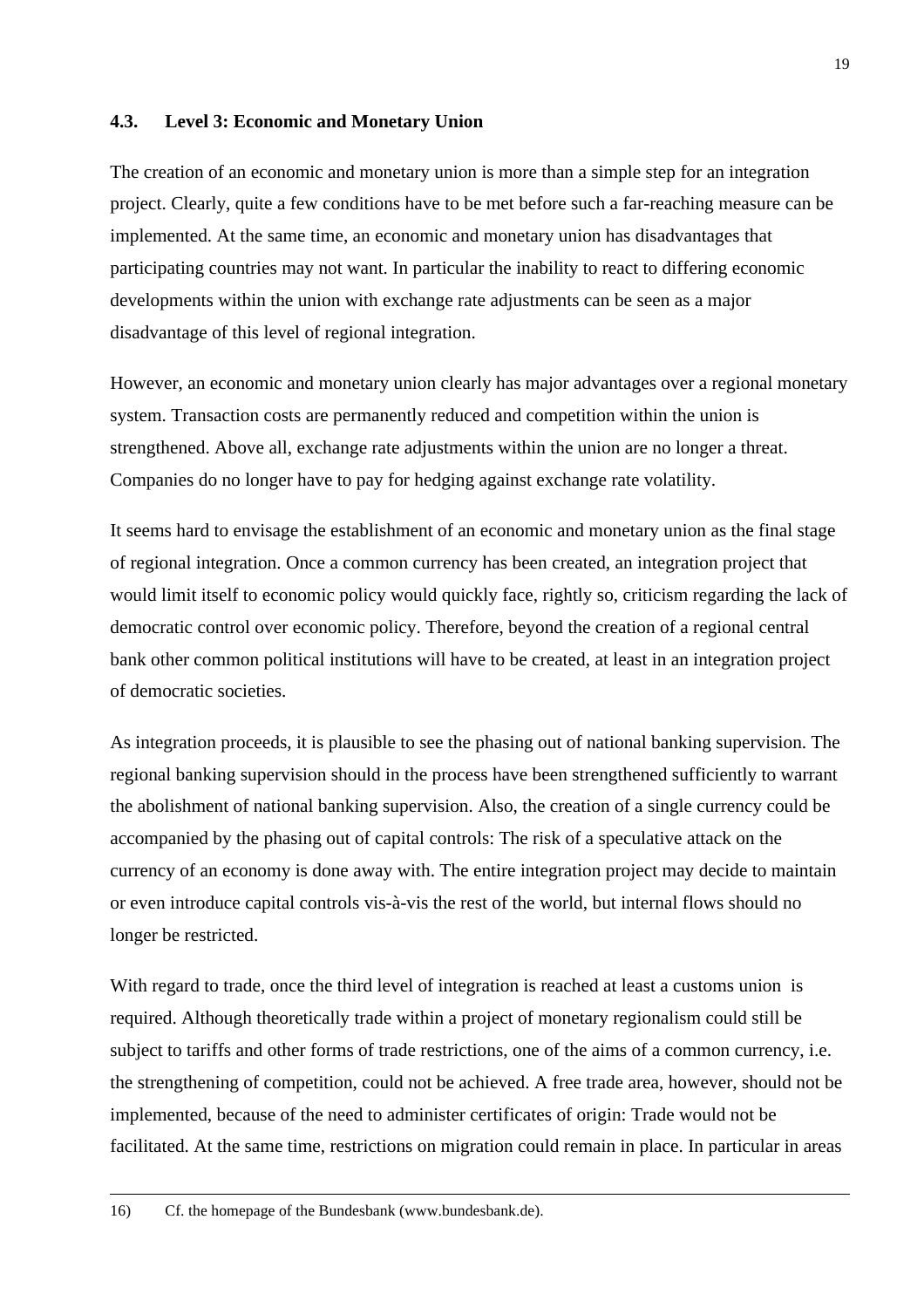### 4.3. Level 3: Economic and Monetary Union

The creation of an economic and monetary union is more than a simple step for an integration project. Clearly, quite a few conditions have to be met before such a far-reaching measure can be implemented. At the same time, an economic and monetary union has disadvantages that participating countries may not want. In particular the inability to react to differing economic developments within the union with exchange rate adjustments can be seen as a major disadvantage of this level of regional integration.

However, an economic and monetary union clearly has major advantages over a regional monetary system. Transaction costs are permanently reduced and competition within the union is strengthened. Above all, exchange rate adjustments within the union are no longer a threat. Companies do no longer have to pay for hedging against exchange rate volatility.

It seems hard to envisage the establishment of an economic and monetary union as the final stage of regional integration. Once a common currency has been created, an integration project that would limit itself to economic policy would quickly face, rightly so, criticism regarding the lack of democratic control over economic policy. Therefore, beyond the creation of a regional central bank other common political institutions will have to be created, at least in an integration project of democratic societies.

As integration proceeds, it is plausible to see the phasing out of national banking supervision. The regional banking supervision should in the process have been strengthened sufficiently to warrant the abolishment of national banking supervision. Also, the creation of a single currency could be accompanied by the phasing out of capital controls: The risk of a speculative attack on the currency of an economy is done away with. The entire integration project may decide to maintain or even introduce capital controls vis-à-vis the rest of the world, but internal flows should no longer be restricted.

With regard to trade, once the third level of integration is reached at least a customs union is required. Although theoretically trade within a project of monetary regionalism could still be subject to tariffs and other forms of trade restrictions, one of the aims of a common currency, i.e. the strengthening of competition, could not be achieved. A free trade area, however, should not be implemented, because of the need to administer certificates of origin: Trade would not be facilitated. At the same time, restrictions on migration could remain in place. In particular in areas

---

16) Cf. the homepage of the Bundesbank (www.bundesbank.de).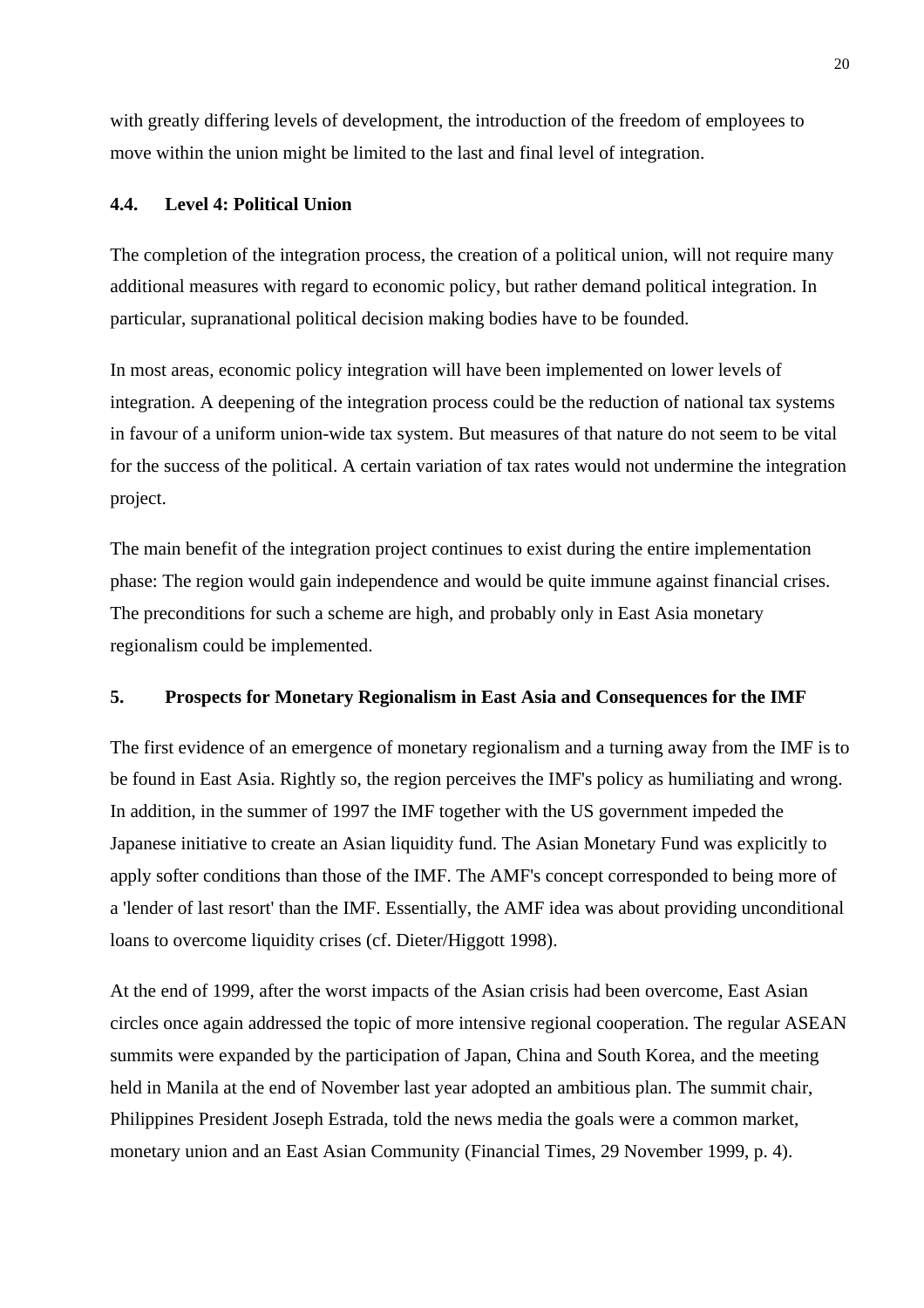with greatly differing levels of development, the introduction of the freedom of employees to move within the union might be limited to the last and final level of integration.

### 4.4. Level 4: Political Union

The completion of the integration process, the creation of a political union, will not require many additional measures with regard to economic policy, but rather demand political integration. In particular, supranational political decision making bodies have to be founded.

In most areas, economic policy integration will have been implemented on lower levels of integration. A deepening of the integration process could be the reduction of national tax systems in favour of a uniform union-wide tax system. But measures of that nature do not seem to be vital for the success of the political. A certain variation of tax rates would not undermine the integration project.

The main benefit of the integration project continues to exist during the entire implementation phase: The region would gain independence and would be quite immune against financial crises. The preconditions for such a scheme are high, and probably only in East Asia monetary regionalism could be implemented.

## 5. Prospects for Monetary Regionalism in East Asia and Consequences for the IMF

The first evidence of an emergence of monetary regionalism and a turning away from the IMF is to be found in East Asia. Rightly so, the region perceives the IMF's policy as humiliating and wrong. In addition, in the summer of 1997 the IMF together with the US government impeded the Japanese initiative to create an Asian liquidity fund. The Asian Monetary Fund was explicitly to apply softer conditions than those of the IMF. The AMF's concept corresponded to being more of a 'lender of last resort' than the IMF. Essentially, the AMF idea was about providing unconditional loans to overcome liquidity crises (cf. Dieter/Higgott 1998).

At the end of 1999, after the worst impacts of the Asian crisis had been overcome, East Asian circles once again addressed the topic of more intensive regional cooperation. The regular ASEAN summits were expanded by the participation of Japan, China and South Korea, and the meeting held in Manila at the end of November last year adopted an ambitious plan. The summit chair, Philippines President Joseph Estrada, told the news media the goals were a common market, monetary union and an East Asian Community (Financial Times, 29 November 1999, p. 4).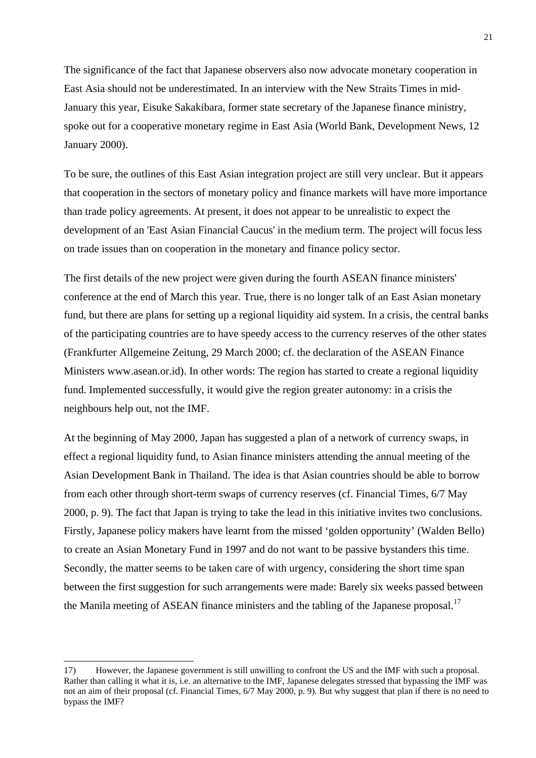The significance of the fact that Japanese observers also now advocate monetary cooperation in East Asia should not be underestimated. In an interview with the New Straits Times in mid-January this year, Eisuke Sakakibara, former state secretary of the Japanese finance ministry, spoke out for a cooperative monetary regime in East Asia (World Bank, Development News, 12 January 2000).

To be sure, the outlines of this East Asian integration project are still very unclear. But it appears that cooperation in the sectors of monetary policy and finance markets will have more importance than trade policy agreements. At present, it does not appear to be unrealistic to expect the development of an 'East Asian Financial Caucus' in the medium term. The project will focus less on trade issues than on cooperation in the monetary and finance policy sector.

The first details of the new project were given during the fourth ASEAN finance ministers' conference at the end of March this year. True, there is no longer talk of an East Asian monetary fund, but there are plans for setting up a regional liquidity aid system. In a crisis, the central banks of the participating countries are to have speedy access to the currency reserves of the other states (Frankfurter Allgemeine Zeitung, 29 March 2000; cf. the declaration of the ASEAN Finance Ministers www.asean.or.id). In other words: The region has started to create a regional liquidity fund. Implemented successfully, it would give the region greater autonomy: in a crisis the neighbours help out, not the IMF.

At the beginning of May 2000, Japan has suggested a plan of a network of currency swaps, in effect a regional liquidity fund, to Asian finance ministers attending the annual meeting of the Asian Development Bank in Thailand. The idea is that Asian countries should be able to borrow from each other through short-term swaps of currency reserves (cf. Financial Times, 6/7 May 2000, p. 9). The fact that Japan is trying to take the lead in this initiative invites two conclusions. Firstly, Japanese policy makers have learnt from the missed 'golden opportunity' (Walden Bello) to create an Asian Monetary Fund in 1997 and do not want to be passive bystanders this time. Secondly, the matter seems to be taken care of with urgency, considering the short time span between the first suggestion for such arrangements were made: Barely six weeks passed between the Manila meeting of ASEAN finance ministers and the tabling of the Japanese proposal.[17]

---

17) However, the Japanese government is still unwilling to confront the US and the IMF with such a proposal. Rather than calling it what it is, i.e. an alternative to the IMF, Japanese delegates stressed that bypassing the IMF was not an aim of their proposal (cf. Financial Times, 6/7 May 2000, p. 9). But why suggest that plan if there is no need to bypass the IMF?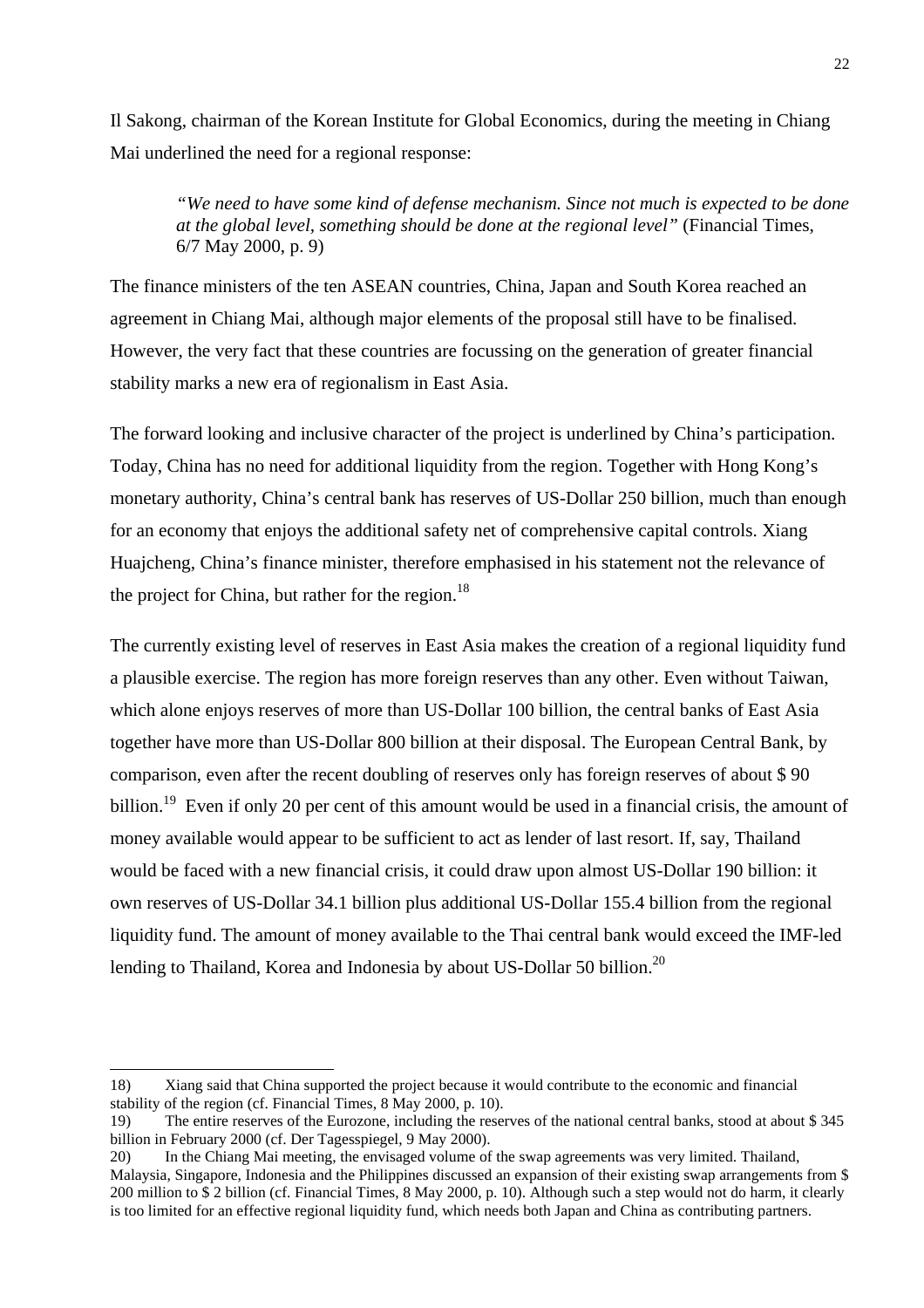Il Sakong, chairman of the Korean Institute for Global Economics, during the meeting in Chiang Mai underlined the need for a regional response:

> *"We need to have some kind of defense mechanism. Since not much is expected to be done at the global level, something should be done at the regional level"* (Financial Times, 6/7 May 2000, p. 9)

The finance ministers of the ten ASEAN countries, China, Japan and South Korea reached an agreement in Chiang Mai, although major elements of the proposal still have to be finalised. However, the very fact that these countries are focussing on the generation of greater financial stability marks a new era of regionalism in East Asia.

The forward looking and inclusive character of the project is underlined by China's participation. Today, China has no need for additional liquidity from the region. Together with Hong Kong's monetary authority, China's central bank has reserves of US-Dollar 250 billion, much than enough for an economy that enjoys the additional safety net of comprehensive capital controls. Xiang Huajcheng, China's finance minister, therefore emphasised in his statement not the relevance of the project for China, but rather for the region.[18]

The currently existing level of reserves in East Asia makes the creation of a regional liquidity fund a plausible exercise. The region has more foreign reserves than any other. Even without Taiwan, which alone enjoys reserves of more than US-Dollar 100 billion, the central banks of East Asia together have more than US-Dollar 800 billion at their disposal. The European Central Bank, by comparison, even after the recent doubling of reserves only has foreign reserves of about $ 90 billion.[19] Even if only 20 per cent of this amount would be used in a financial crisis, the amount of money available would appear to be sufficient to act as lender of last resort. If, say, Thailand would be faced with a new financial crisis, it could draw upon almost US-Dollar 190 billion: it own reserves of US-Dollar 34.1 billion plus additional US-Dollar 155.4 billion from the regional liquidity fund. The amount of money available to the Thai central bank would exceed the IMF-led lending to Thailand, Korea and Indonesia by about US-Dollar 50 billion.[20]

---

18) Xiang said that China supported the project because it would contribute to the economic and financial stability of the region (cf. Financial Times, 8 May 2000, p. 10).

19) The entire reserves of the Eurozone, including the reserves of the national central banks, stood at about $ 345 billion in February 2000 (cf. Der Tagesspiegel, 9 May 2000).

20) In the Chiang Mai meeting, the envisaged volume of the swap agreements was very limited. Thailand, Malaysia, Singapore, Indonesia and the Philippines discussed an expansion of their existing swap arrangements from $ 200 million to $ 2 billion (cf. Financial Times, 8 May 2000, p. 10). Although such a step would not do harm, it clearly is too limited for an effective regional liquidity fund, which needs both Japan and China as contributing partners.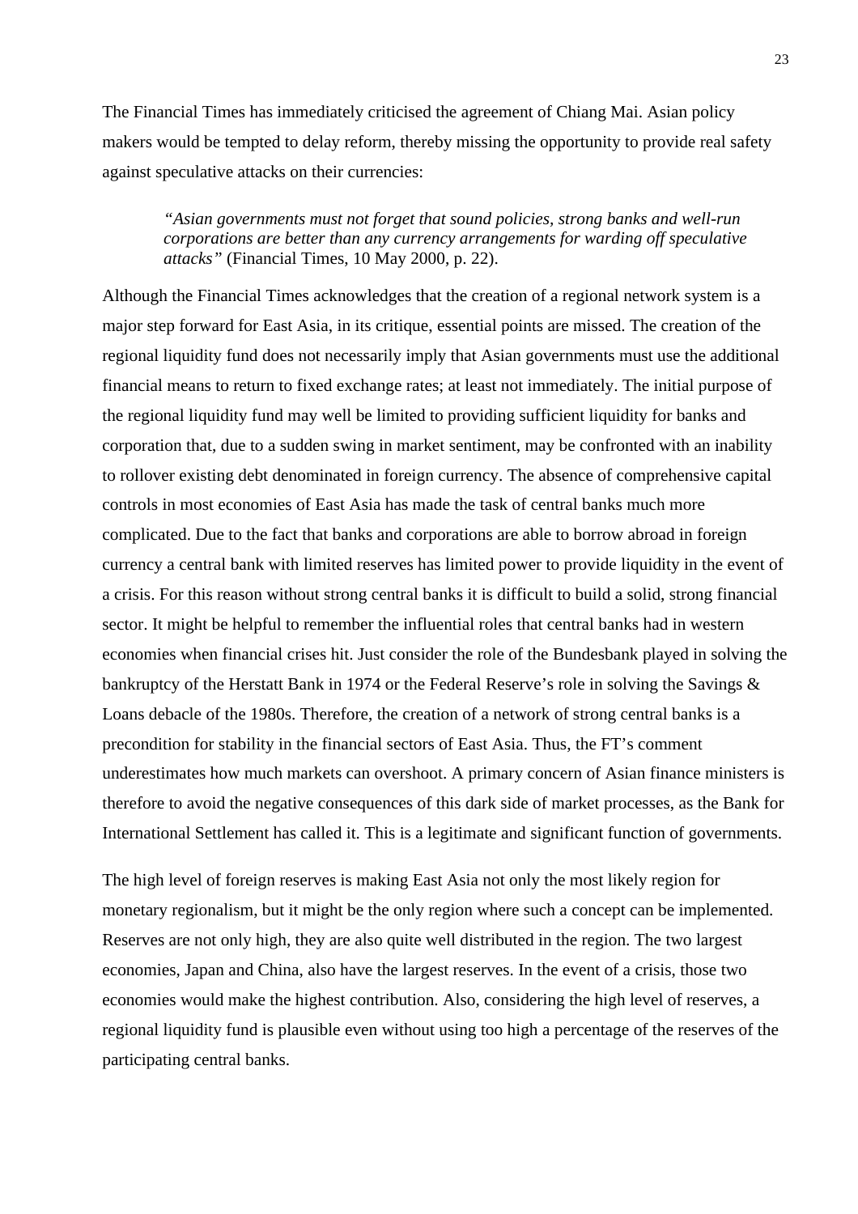The Financial Times has immediately criticised the agreement of Chiang Mai. Asian policy makers would be tempted to delay reform, thereby missing the opportunity to provide real safety against speculative attacks on their currencies:

> *"Asian governments must not forget that sound policies, strong banks and well-run corporations are better than any currency arrangements for warding off speculative attacks"* (Financial Times, 10 May 2000, p. 22).

Although the Financial Times acknowledges that the creation of a regional network system is a major step forward for East Asia, in its critique, essential points are missed. The creation of the regional liquidity fund does not necessarily imply that Asian governments must use the additional financial means to return to fixed exchange rates; at least not immediately. The initial purpose of the regional liquidity fund may well be limited to providing sufficient liquidity for banks and corporation that, due to a sudden swing in market sentiment, may be confronted with an inability to rollover existing debt denominated in foreign currency. The absence of comprehensive capital controls in most economies of East Asia has made the task of central banks much more complicated. Due to the fact that banks and corporations are able to borrow abroad in foreign currency a central bank with limited reserves has limited power to provide liquidity in the event of a crisis. For this reason without strong central banks it is difficult to build a solid, strong financial sector. It might be helpful to remember the influential roles that central banks had in western economies when financial crises hit. Just consider the role of the Bundesbank played in solving the bankruptcy of the Herstatt Bank in 1974 or the Federal Reserve's role in solving the Savings & Loans debacle of the 1980s. Therefore, the creation of a network of strong central banks is a precondition for stability in the financial sectors of East Asia. Thus, the FT's comment underestimates how much markets can overshoot. A primary concern of Asian finance ministers is therefore to avoid the negative consequences of this dark side of market processes, as the Bank for International Settlement has called it. This is a legitimate and significant function of governments.

The high level of foreign reserves is making East Asia not only the most likely region for monetary regionalism, but it might be the only region where such a concept can be implemented. Reserves are not only high, they are also quite well distributed in the region. The two largest economies, Japan and China, also have the largest reserves. In the event of a crisis, those two economies would make the highest contribution. Also, considering the high level of reserves, a regional liquidity fund is plausible even without using too high a percentage of the reserves of the participating central banks.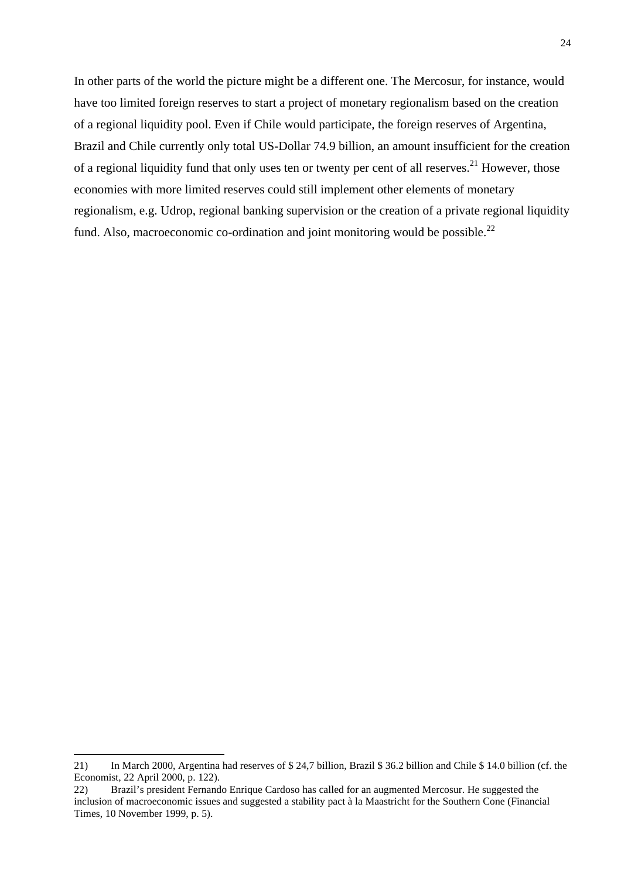In other parts of the world the picture might be a different one. The Mercosur, for instance, would have too limited foreign reserves to start a project of monetary regionalism based on the creation of a regional liquidity pool. Even if Chile would participate, the foreign reserves of Argentina, Brazil and Chile currently only total US-Dollar 74.9 billion, an amount insufficient for the creation of a regional liquidity fund that only uses ten or twenty per cent of all reserves.[21] However, those economies with more limited reserves could still implement other elements of monetary regionalism, e.g. Udrop, regional banking supervision or the creation of a private regional liquidity fund. Also, macroeconomic co-ordination and joint monitoring would be possible.[22]

---

21) In March 2000, Argentina had reserves of $ 24,7 billion, Brazil $ 36.2 billion and Chile $ 14.0 billion (cf. the Economist, 22 April 2000, p. 122).

22) Brazil's president Fernando Enrique Cardoso has called for an augmented Mercosur. He suggested the inclusion of macroeconomic issues and suggested a stability pact à la Maastricht for the Southern Cone (Financial Times, 10 November 1999, p. 5).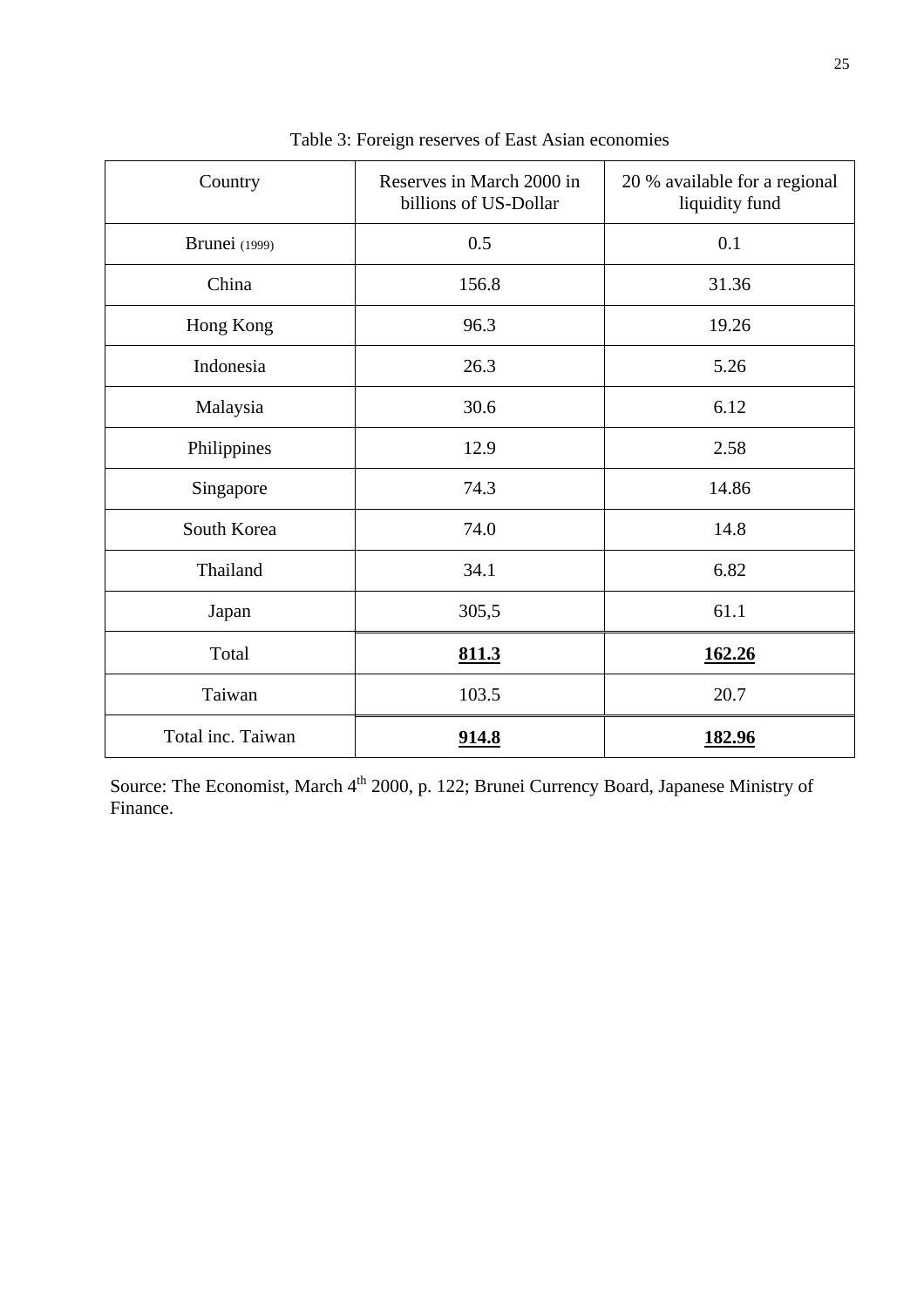Table 3: Foreign reserves of East Asian economies

| Country | Reserves in March 2000 in billions of US-Dollar | 20 % available for a regional liquidity fund |
|---|---|---|
| Brunei (1999) | 0.5 | 0.1 |
| China | 156.8 | 31.36 |
| Hong Kong | 96.3 | 19.26 |
| Indonesia | 26.3 | 5.26 |
| Malaysia | 30.6 | 6.12 |
| Philippines | 12.9 | 2.58 |
| Singapore | 74.3 | 14.86 |
| South Korea | 74.0 | 14.8 |
| Thailand | 34.1 | 6.82 |
| Japan | 305,5 | 61.1 |
| Total | **811.3** | **162.26** |
| Taiwan | 103.5 | 20.7 |
| Total inc. Taiwan | **914.8** | **182.96** |

Source: The Economist, March 4th 2000, p. 122; Brunei Currency Board, Japanese Ministry of Finance.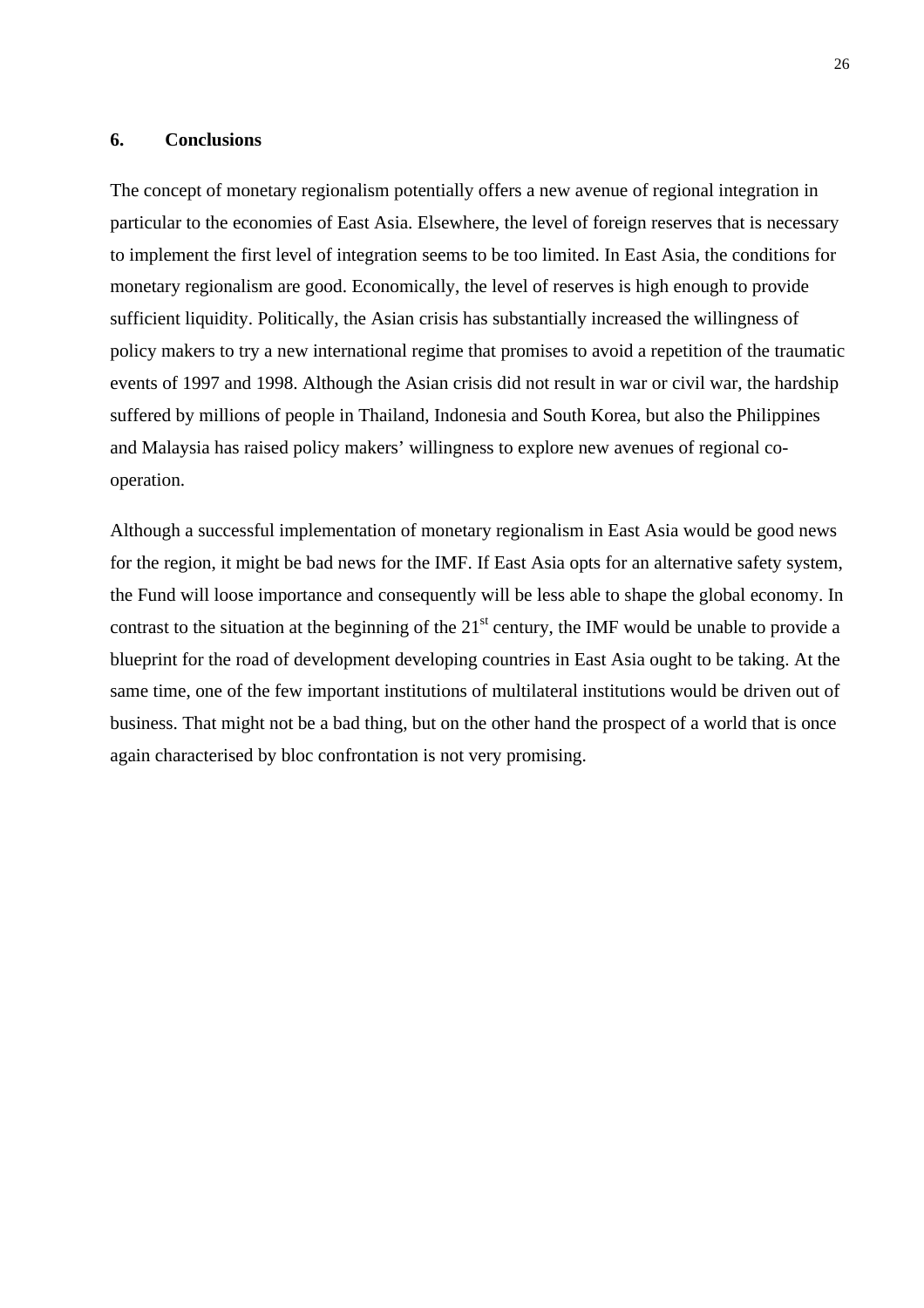## 6. Conclusions

The concept of monetary regionalism potentially offers a new avenue of regional integration in particular to the economies of East Asia. Elsewhere, the level of foreign reserves that is necessary to implement the first level of integration seems to be too limited. In East Asia, the conditions for monetary regionalism are good. Economically, the level of reserves is high enough to provide sufficient liquidity. Politically, the Asian crisis has substantially increased the willingness of policy makers to try a new international regime that promises to avoid a repetition of the traumatic events of 1997 and 1998. Although the Asian crisis did not result in war or civil war, the hardship suffered by millions of people in Thailand, Indonesia and South Korea, but also the Philippines and Malaysia has raised policy makers' willingness to explore new avenues of regional co-operation.

Although a successful implementation of monetary regionalism in East Asia would be good news for the region, it might be bad news for the IMF. If East Asia opts for an alternative safety system, the Fund will loose importance and consequently will be less able to shape the global economy. In contrast to the situation at the beginning of the 21st century, the IMF would be unable to provide a blueprint for the road of development developing countries in East Asia ought to be taking. At the same time, one of the few important institutions of multilateral institutions would be driven out of business. That might not be a bad thing, but on the other hand the prospect of a world that is once again characterised by bloc confrontation is not very promising.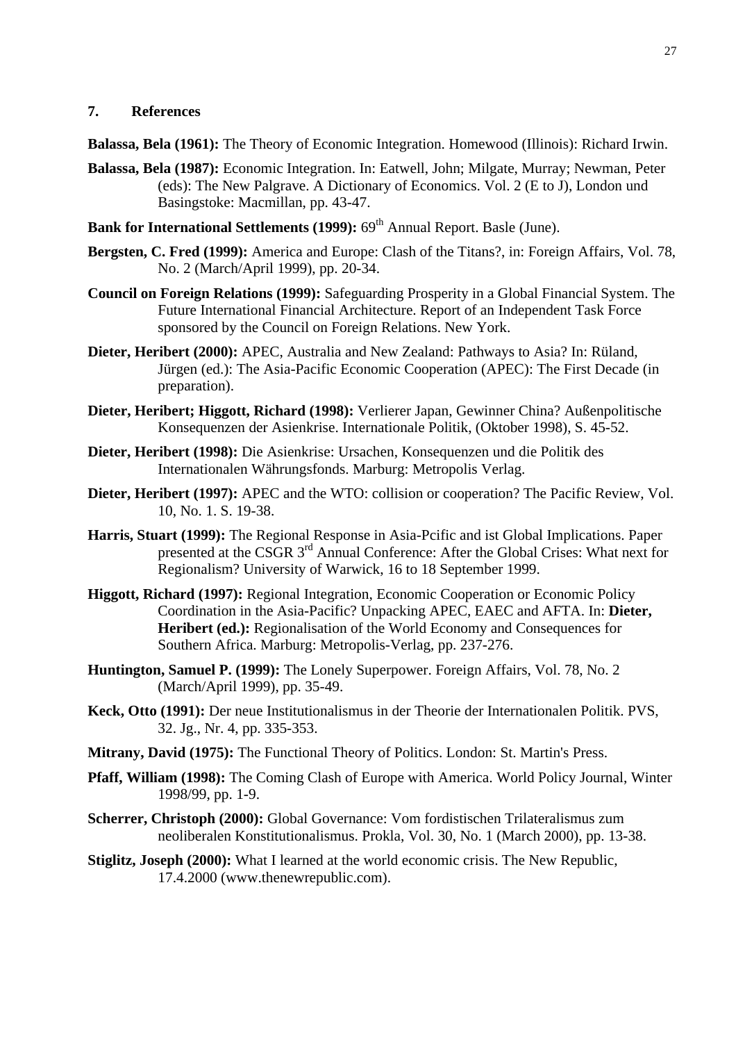## 7. References

**Balassa, Bela (1961):** The Theory of Economic Integration. Homewood (Illinois): Richard Irwin.

**Balassa, Bela (1987):** Economic Integration. In: Eatwell, John; Milgate, Murray; Newman, Peter (eds): The New Palgrave. A Dictionary of Economics. Vol. 2 (E to J), London und Basingstoke: Macmillan, pp. 43-47.

**Bank for International Settlements (1999):** 69th Annual Report. Basle (June).

**Bergsten, C. Fred (1999):** America and Europe: Clash of the Titans?, in: Foreign Affairs, Vol. 78, No. 2 (March/April 1999), pp. 20-34.

**Council on Foreign Relations (1999):** Safeguarding Prosperity in a Global Financial System. The Future International Financial Architecture. Report of an Independent Task Force sponsored by the Council on Foreign Relations. New York.

**Dieter, Heribert (2000):** APEC, Australia and New Zealand: Pathways to Asia? In: Rüland, Jürgen (ed.): The Asia-Pacific Economic Cooperation (APEC): The First Decade (in preparation).

**Dieter, Heribert; Higgott, Richard (1998):** Verlierer Japan, Gewinner China? Außenpolitische Konsequenzen der Asienkrise. Internationale Politik, (Oktober 1998), S. 45-52.

**Dieter, Heribert (1998):** Die Asienkrise: Ursachen, Konsequenzen und die Politik des Internationalen Währungsfonds. Marburg: Metropolis Verlag.

**Dieter, Heribert (1997):** APEC and the WTO: collision or cooperation? The Pacific Review, Vol. 10, No. 1. S. 19-38.

**Harris, Stuart (1999):** The Regional Response in Asia-Pcific and ist Global Implications. Paper presented at the CSGR 3rd Annual Conference: After the Global Crises: What next for Regionalism? University of Warwick, 16 to 18 September 1999.

**Higgott, Richard (1997):** Regional Integration, Economic Cooperation or Economic Policy Coordination in the Asia-Pacific? Unpacking APEC, EAEC and AFTA. In: **Dieter, Heribert (ed.):** Regionalisation of the World Economy and Consequences for Southern Africa. Marburg: Metropolis-Verlag, pp. 237-276.

**Huntington, Samuel P. (1999):** The Lonely Superpower. Foreign Affairs, Vol. 78, No. 2 (March/April 1999), pp. 35-49.

**Keck, Otto (1991):** Der neue Institutionalismus in der Theorie der Internationalen Politik. PVS, 32. Jg., Nr. 4, pp. 335-353.

**Mitrany, David (1975):** The Functional Theory of Politics. London: St. Martin's Press.

**Pfaff, William (1998):** The Coming Clash of Europe with America. World Policy Journal, Winter 1998/99, pp. 1-9.

**Scherrer, Christoph (2000):** Global Governance: Vom fordistischen Trilateralismus zum neoliberalen Konstitutionalismus. Prokla, Vol. 30, No. 1 (March 2000), pp. 13-38.

**Stiglitz, Joseph (2000):** What I learned at the world economic crisis. The New Republic, 17.4.2000 (www.thenewrepublic.com).